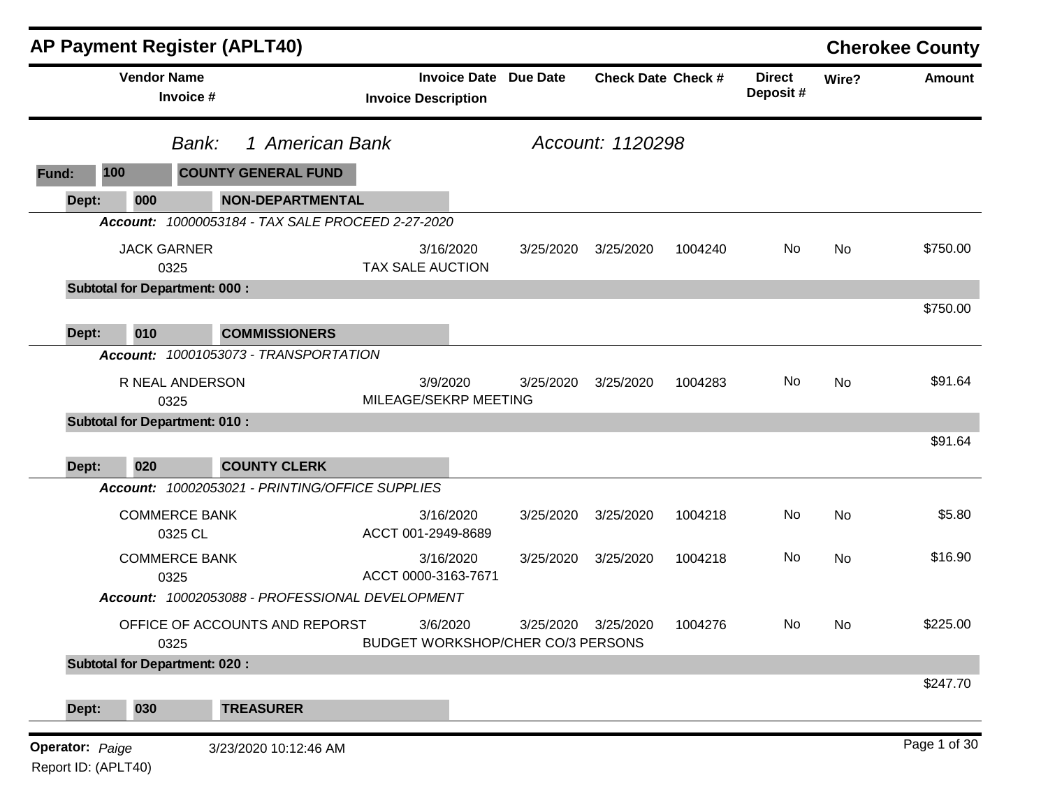# AP Payment Register (APLT40)

## Cherokee County

*Bank:* *1 American Bank* *Account: 1120298*

**Fund: 100 COUNTY GENERAL FUND**

**Dept: 000 NON-DEPARTMENTAL**

***Account:*** *10000053184 - TAX SALE PROCEED 2-27-2020*

| Vendor Name / Invoice # | Invoice Date / Invoice Description | Due Date | Check Date | Check # | Direct Deposit # | Wire? | Amount |
|---|---|---|---|---|---|---|---|
| JACK GARNER<br>0325 | 3/16/2020<br>TAX SALE AUCTION | 3/25/2020 | 3/25/2020 | 1004240 | No | No | $750.00 |
| **Subtotal for Department: 000 :** | | | | | | | $750.00 |

**Dept: 010 COMMISSIONERS**

***Account:*** *10001053073 - TRANSPORTATION*

| Vendor Name / Invoice # | Invoice Date / Invoice Description | Due Date | Check Date | Check # | Direct Deposit # | Wire? | Amount |
|---|---|---|---|---|---|---|---|
| R NEAL ANDERSON<br>0325 | 3/9/2020<br>MILEAGE/SEKRP MEETING | 3/25/2020 | 3/25/2020 | 1004283 | No | No | $91.64 |
| **Subtotal for Department: 010 :** | | | | | | | $91.64 |

**Dept: 020 COUNTY CLERK**

| Vendor Name / Invoice # | Invoice Date / Invoice Description | Due Date | Check Date | Check # | Direct Deposit # | Wire? | Amount |
|---|---|---|---|---|---|---|---|
| ***Account:*** *10002053021 - PRINTING/OFFICE SUPPLIES* | | | | | | | |
| COMMERCE BANK<br>0325 CL | 3/16/2020<br>ACCT 001-2949-8689 | 3/25/2020 | 3/25/2020 | 1004218 | No | No | $5.80 |
| COMMERCE BANK<br>0325 | 3/16/2020<br>ACCT 0000-3163-7671 | 3/25/2020 | 3/25/2020 | 1004218 | No | No | $16.90 |
| ***Account:*** *10002053088 - PROFESSIONAL DEVELOPMENT* | | | | | | | |
| OFFICE OF ACCOUNTS AND REPORST<br>0325 | 3/6/2020<br>BUDGET WORKSHOP/CHER CO/3 PERSONS | 3/25/2020 | 3/25/2020 | 1004276 | No | No | $225.00 |
| **Subtotal for Department: 020 :** | | | | | | | $247.70 |

**Dept: 030 TREASURER**

**Operator:** *Paige* 3/23/2020 10:12:46 AM

Report ID: (APLT40)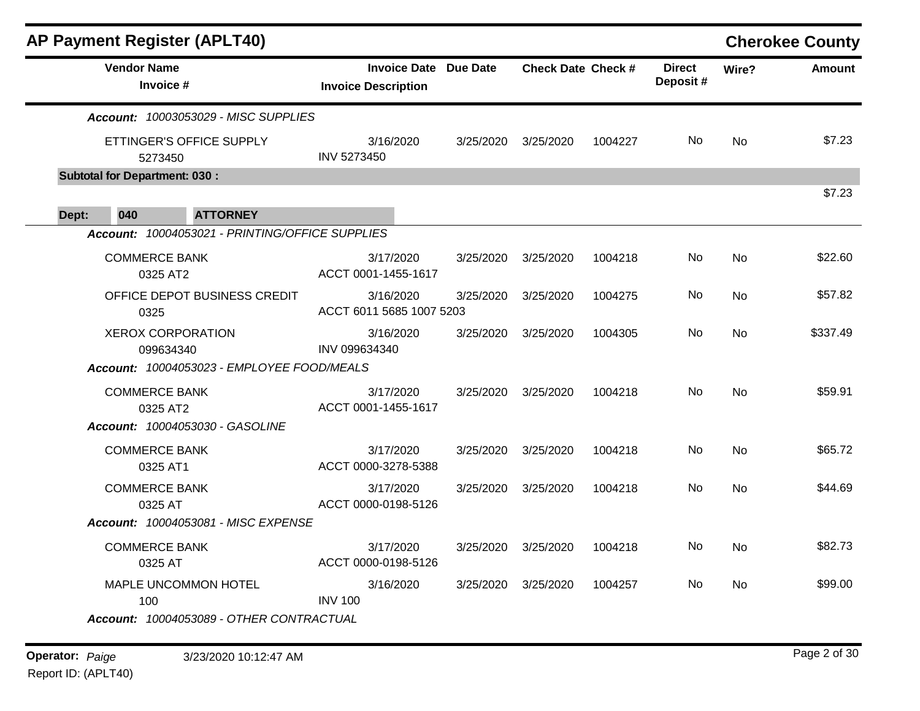## AP Payment Register (APLT40)

**Cherokee County**

| Vendor Name / Invoice # | Invoice Date / Invoice Description | Due Date | Check Date | Check # | Direct Deposit # | Wire? | Amount |
|---|---|---|---|---|---|---|---|
| ***Account:*** *10003053029 - MISC SUPPLIES* | | | | | | | |
| ETTINGER'S OFFICE SUPPLY 5273450 | 3/16/2020 INV 5273450 | 3/25/2020 | 3/25/2020 | 1004227 | No | No | $7.23 |
| **Subtotal for Department: 030 :** | | | | | | | $7.23 |
| **Dept: 040 ATTORNEY** | | | | | | | |
| ***Account:*** *10004053021 - PRINTING/OFFICE SUPPLIES* | | | | | | | |
| COMMERCE BANK 0325 AT2 | 3/17/2020 ACCT 0001-1455-1617 | 3/25/2020 | 3/25/2020 | 1004218 | No | No | $22.60 |
| OFFICE DEPOT BUSINESS CREDIT 0325 | 3/16/2020 ACCT 6011 5685 1007 5203 | 3/25/2020 | 3/25/2020 | 1004275 | No | No | $57.82 |
| XEROX CORPORATION 099634340 | 3/16/2020 INV 099634340 | 3/25/2020 | 3/25/2020 | 1004305 | No | No | $337.49 |
| ***Account:*** *10004053023 - EMPLOYEE FOOD/MEALS* | | | | | | | |
| COMMERCE BANK 0325 AT2 | 3/17/2020 ACCT 0001-1455-1617 | 3/25/2020 | 3/25/2020 | 1004218 | No | No | $59.91 |
| ***Account:*** *10004053030 - GASOLINE* | | | | | | | |
| COMMERCE BANK 0325 AT1 | 3/17/2020 ACCT 0000-3278-5388 | 3/25/2020 | 3/25/2020 | 1004218 | No | No | $65.72 |
| COMMERCE BANK 0325 AT | 3/17/2020 ACCT 0000-0198-5126 | 3/25/2020 | 3/25/2020 | 1004218 | No | No | $44.69 |
| ***Account:*** *10004053081 - MISC EXPENSE* | | | | | | | |
| COMMERCE BANK 0325 AT | 3/17/2020 ACCT 0000-0198-5126 | 3/25/2020 | 3/25/2020 | 1004218 | No | No | $82.73 |
| MAPLE UNCOMMON HOTEL 100 | 3/16/2020 INV 100 | 3/25/2020 | 3/25/2020 | 1004257 | No | No | $99.00 |
| ***Account:*** *10004053089 - OTHER CONTRACTUAL* | | | | | | | |

**Operator:** *Paige* 3/23/2020 10:12:47 AM

Report ID: (APLT40)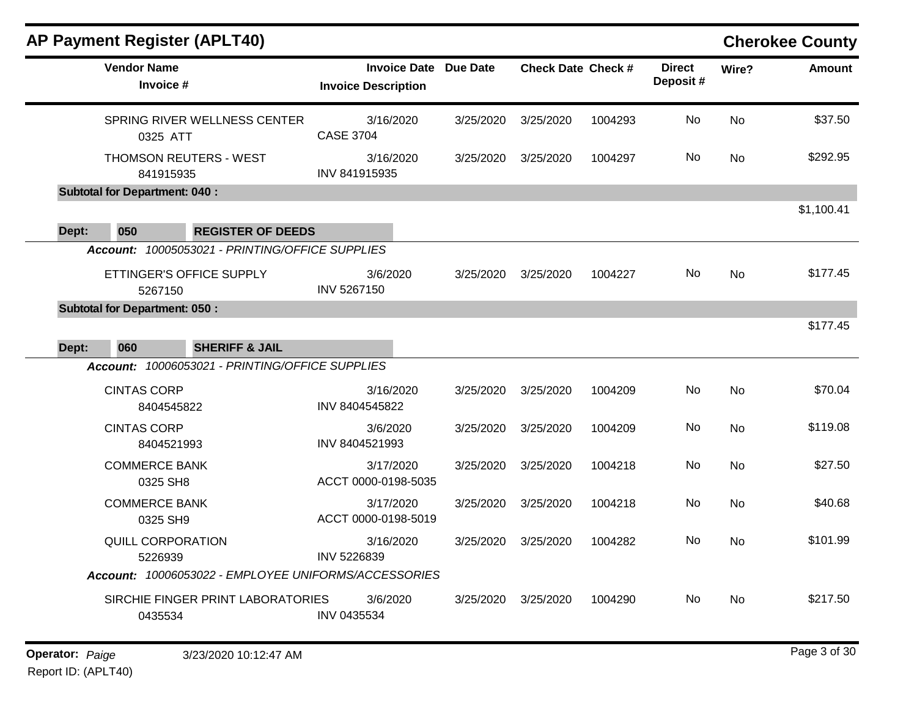# AP Payment Register (APLT40)

**Cherokee County**

| Vendor Name / Invoice # | Invoice Date / Invoice Description | Due Date | Check Date | Check # | Direct Deposit # | Wire? | Amount |
|---|---|---|---|---|---|---|---|
| SPRING RIVER WELLNESS CENTER<br>0325 ATT | 3/16/2020<br>CASE 3704 | 3/25/2020 | 3/25/2020 | 1004293 | No | No | $37.50 |
| THOMSON REUTERS - WEST<br>841915935 | 3/16/2020<br>INV 841915935 | 3/25/2020 | 3/25/2020 | 1004297 | No | No | $292.95 |
| **Subtotal for Department: 040 :** | | | | | | | $1,100.41 |
| **Dept: 050 REGISTER OF DEEDS** | | | | | | | |
| *Account: 10005053021 - PRINTING/OFFICE SUPPLIES* | | | | | | | |
| ETTINGER'S OFFICE SUPPLY<br>5267150 | 3/6/2020<br>INV 5267150 | 3/25/2020 | 3/25/2020 | 1004227 | No | No | $177.45 |
| **Subtotal for Department: 050 :** | | | | | | | $177.45 |
| **Dept: 060 SHERIFF & JAIL** | | | | | | | |
| *Account: 10006053021 - PRINTING/OFFICE SUPPLIES* | | | | | | | |
| CINTAS CORP<br>8404545822 | 3/16/2020<br>INV 8404545822 | 3/25/2020 | 3/25/2020 | 1004209 | No | No | $70.04 |
| CINTAS CORP<br>8404521993 | 3/6/2020<br>INV 8404521993 | 3/25/2020 | 3/25/2020 | 1004209 | No | No | $119.08 |
| COMMERCE BANK<br>0325 SH8 | 3/17/2020<br>ACCT 0000-0198-5035 | 3/25/2020 | 3/25/2020 | 1004218 | No | No | $27.50 |
| COMMERCE BANK<br>0325 SH9 | 3/17/2020<br>ACCT 0000-0198-5019 | 3/25/2020 | 3/25/2020 | 1004218 | No | No | $40.68 |
| QUILL CORPORATION<br>5226939 | 3/16/2020<br>INV 5226839 | 3/25/2020 | 3/25/2020 | 1004282 | No | No | $101.99 |
| *Account: 10006053022 - EMPLOYEE UNIFORMS/ACCESSORIES* | | | | | | | |
| SIRCHIE FINGER PRINT LABORATORIES<br>0435534 | 3/6/2020<br>INV 0435534 | 3/25/2020 | 3/25/2020 | 1004290 | No | No | $217.50 |

**Operator:** *Paige* 3/23/2020 10:12:47 AM

Report ID: (APLT40)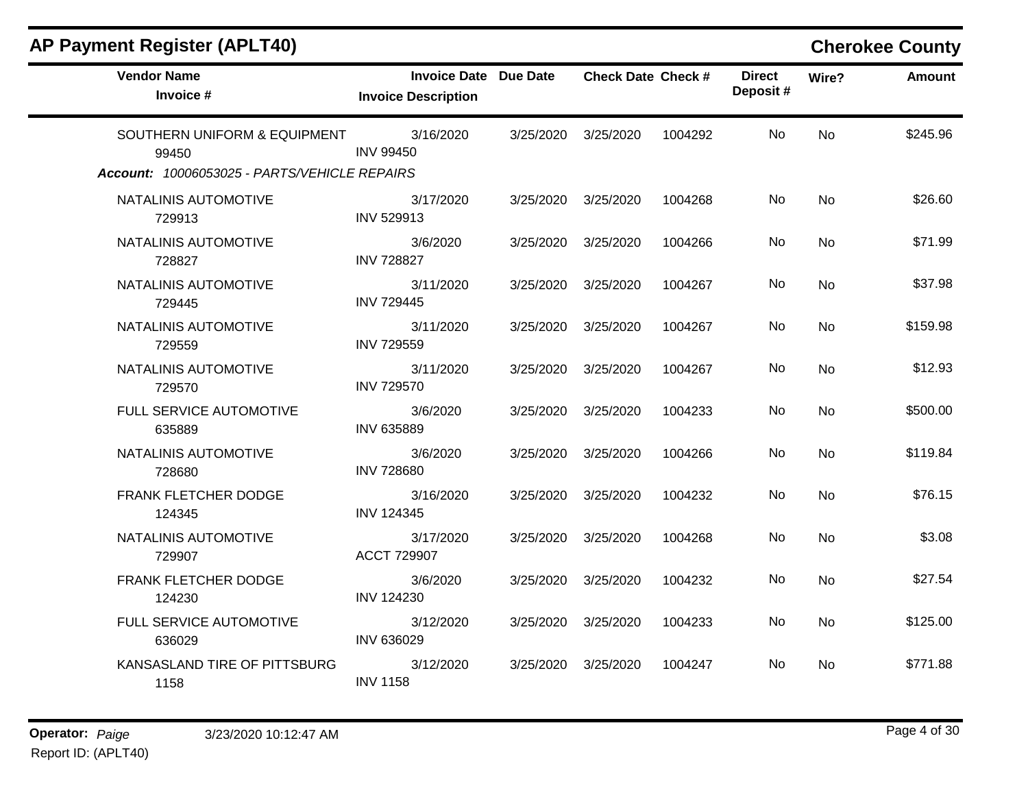## AP Payment Register (APLT40)

**Cherokee County**

| Vendor Name / Invoice # | Invoice Date / Invoice Description | Due Date | Check Date | Check # | Direct Deposit # | Wire? | Amount |
|---|---|---|---|---|---|---|---|
| SOUTHERN UNIFORM & EQUIPMENT<br>99450 | 3/16/2020<br>INV 99450 | 3/25/2020 | 3/25/2020 | 1004292 | No | No | $245.96 |
| ***Account:*** *10006053025 - PARTS/VEHICLE REPAIRS* | | | | | | | |
| NATALINIS AUTOMOTIVE<br>729913 | 3/17/2020<br>INV 529913 | 3/25/2020 | 3/25/2020 | 1004268 | No | No | $26.60 |
| NATALINIS AUTOMOTIVE<br>728827 | 3/6/2020<br>INV 728827 | 3/25/2020 | 3/25/2020 | 1004266 | No | No | $71.99 |
| NATALINIS AUTOMOTIVE<br>729445 | 3/11/2020<br>INV 729445 | 3/25/2020 | 3/25/2020 | 1004267 | No | No | $37.98 |
| NATALINIS AUTOMOTIVE<br>729559 | 3/11/2020<br>INV 729559 | 3/25/2020 | 3/25/2020 | 1004267 | No | No | $159.98 |
| NATALINIS AUTOMOTIVE<br>729570 | 3/11/2020<br>INV 729570 | 3/25/2020 | 3/25/2020 | 1004267 | No | No | $12.93 |
| FULL SERVICE AUTOMOTIVE<br>635889 | 3/6/2020<br>INV 635889 | 3/25/2020 | 3/25/2020 | 1004233 | No | No | $500.00 |
| NATALINIS AUTOMOTIVE<br>728680 | 3/6/2020<br>INV 728680 | 3/25/2020 | 3/25/2020 | 1004266 | No | No | $119.84 |
| FRANK FLETCHER DODGE<br>124345 | 3/16/2020<br>INV 124345 | 3/25/2020 | 3/25/2020 | 1004232 | No | No | $76.15 |
| NATALINIS AUTOMOTIVE<br>729907 | 3/17/2020<br>ACCT 729907 | 3/25/2020 | 3/25/2020 | 1004268 | No | No | $3.08 |
| FRANK FLETCHER DODGE<br>124230 | 3/6/2020<br>INV 124230 | 3/25/2020 | 3/25/2020 | 1004232 | No | No | $27.54 |
| FULL SERVICE AUTOMOTIVE<br>636029 | 3/12/2020<br>INV 636029 | 3/25/2020 | 3/25/2020 | 1004233 | No | No | $125.00 |
| KANSASLAND TIRE OF PITTSBURG<br>1158 | 3/12/2020<br>INV 1158 | 3/25/2020 | 3/25/2020 | 1004247 | No | No | $771.88 |

**Operator:** *Paige* 3/23/2020 10:12:47 AM
Report ID: (APLT40)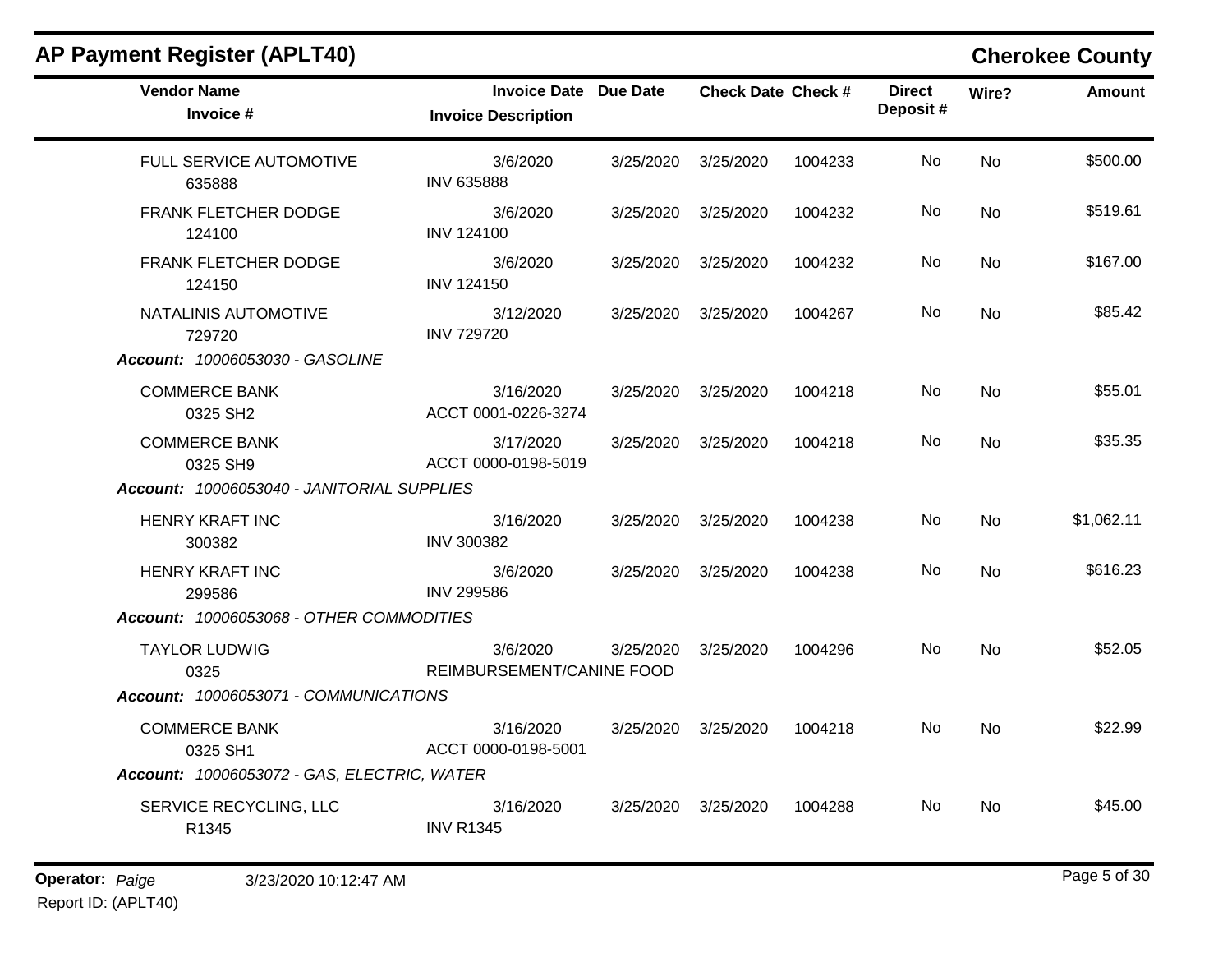# AP Payment Register (APLT40)

**Cherokee County**

| Vendor Name / Invoice # | Invoice Date / Invoice Description | Due Date | Check Date | Check # | Direct Deposit # | Wire? | Amount |
|---|---|---|---|---|---|---|---|
| FULL SERVICE AUTOMOTIVE<br>635888 | 3/6/2020<br>INV 635888 | 3/25/2020 | 3/25/2020 | 1004233 | No | No | $500.00 |
| FRANK FLETCHER DODGE<br>124100 | 3/6/2020<br>INV 124100 | 3/25/2020 | 3/25/2020 | 1004232 | No | No | $519.61 |
| FRANK FLETCHER DODGE<br>124150 | 3/6/2020<br>INV 124150 | 3/25/2020 | 3/25/2020 | 1004232 | No | No | $167.00 |
| NATALINIS AUTOMOTIVE<br>729720 | 3/12/2020<br>INV 729720 | 3/25/2020 | 3/25/2020 | 1004267 | No | No | $85.42 |
| ***Account:* 10006053030 - GASOLINE** | | | | | | | |
| COMMERCE BANK<br>0325 SH2 | 3/16/2020<br>ACCT 0001-0226-3274 | 3/25/2020 | 3/25/2020 | 1004218 | No | No | $55.01 |
| COMMERCE BANK<br>0325 SH9 | 3/17/2020<br>ACCT 0000-0198-5019 | 3/25/2020 | 3/25/2020 | 1004218 | No | No | $35.35 |
| ***Account:* 10006053040 - JANITORIAL SUPPLIES** | | | | | | | |
| HENRY KRAFT INC<br>300382 | 3/16/2020<br>INV 300382 | 3/25/2020 | 3/25/2020 | 1004238 | No | No | $1,062.11 |
| HENRY KRAFT INC<br>299586 | 3/6/2020<br>INV 299586 | 3/25/2020 | 3/25/2020 | 1004238 | No | No | $616.23 |
| ***Account:* 10006053068 - OTHER COMMODITIES** | | | | | | | |
| TAYLOR LUDWIG<br>0325 | 3/6/2020<br>REIMBURSEMENT/CANINE FOOD | 3/25/2020 | 3/25/2020 | 1004296 | No | No | $52.05 |
| ***Account:* 10006053071 - COMMUNICATIONS** | | | | | | | |
| COMMERCE BANK<br>0325 SH1 | 3/16/2020<br>ACCT 0000-0198-5001 | 3/25/2020 | 3/25/2020 | 1004218 | No | No | $22.99 |
| ***Account:* 10006053072 - GAS, ELECTRIC, WATER** | | | | | | | |
| SERVICE RECYCLING, LLC<br>R1345 | 3/16/2020<br>INV R1345 | 3/25/2020 | 3/25/2020 | 1004288 | No | No | $45.00 |

**Operator:** *Paige* 3/23/2020 10:12:47 AM

Report ID: (APLT40)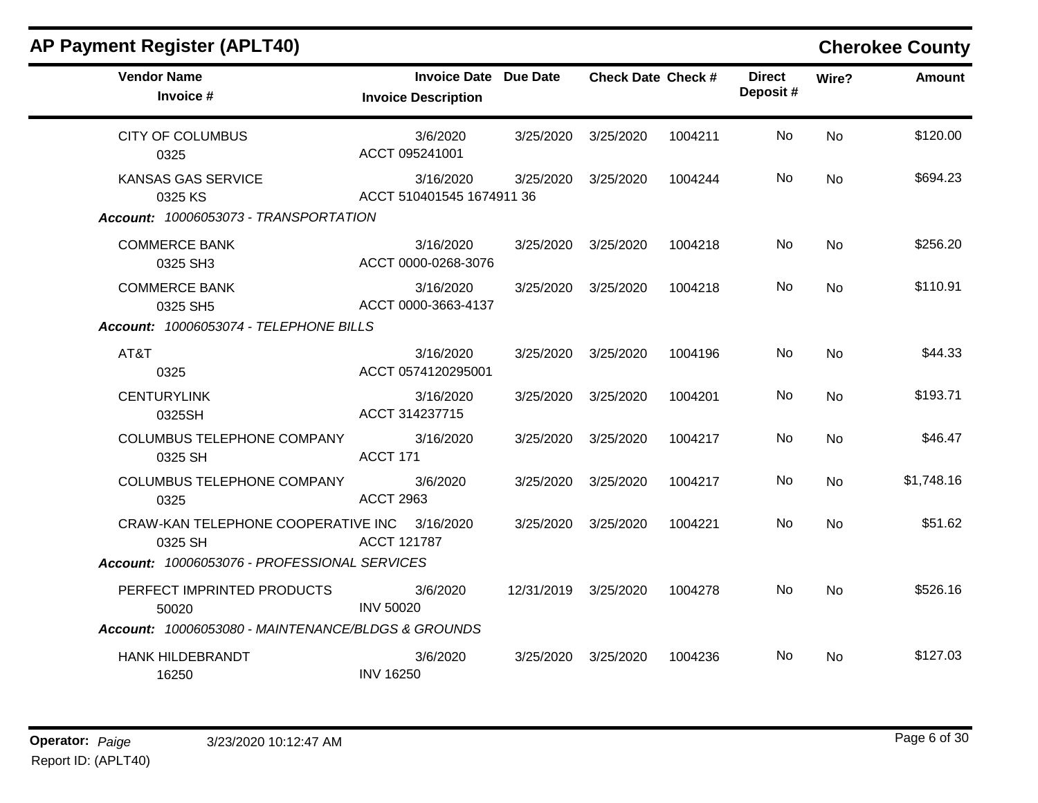## AP Payment Register (APLT40)

**Cherokee County**

| Vendor Name / Invoice # | Invoice Date / Invoice Description | Due Date | Check Date | Check # | Direct Deposit # | Wire? | Amount |
|---|---|---|---|---|---|---|---|
| CITY OF COLUMBUS<br>0325 | 3/6/2020<br>ACCT 095241001 | 3/25/2020 | 3/25/2020 | 1004211 | No | No | $120.00 |
| KANSAS GAS SERVICE<br>0325 KS | 3/16/2020<br>ACCT 510401545 1674911 36 | 3/25/2020 | 3/25/2020 | 1004244 | No | No | $694.23 |
| ***Account:* 10006053073 - TRANSPORTATION** | | | | | | | |
| COMMERCE BANK<br>0325 SH3 | 3/16/2020<br>ACCT 0000-0268-3076 | 3/25/2020 | 3/25/2020 | 1004218 | No | No | $256.20 |
| COMMERCE BANK<br>0325 SH5 | 3/16/2020<br>ACCT 0000-3663-4137 | 3/25/2020 | 3/25/2020 | 1004218 | No | No | $110.91 |
| ***Account:* 10006053074 - TELEPHONE BILLS** | | | | | | | |
| AT&T<br>0325 | 3/16/2020<br>ACCT 0574120295001 | 3/25/2020 | 3/25/2020 | 1004196 | No | No | $44.33 |
| CENTURYLINK<br>0325SH | 3/16/2020<br>ACCT 314237715 | 3/25/2020 | 3/25/2020 | 1004201 | No | No | $193.71 |
| COLUMBUS TELEPHONE COMPANY<br>0325 SH | 3/16/2020<br>ACCT 171 | 3/25/2020 | 3/25/2020 | 1004217 | No | No | $46.47 |
| COLUMBUS TELEPHONE COMPANY<br>0325 | 3/6/2020<br>ACCT 2963 | 3/25/2020 | 3/25/2020 | 1004217 | No | No | $1,748.16 |
| CRAW-KAN TELEPHONE COOPERATIVE INC<br>0325 SH | 3/16/2020<br>ACCT 121787 | 3/25/2020 | 3/25/2020 | 1004221 | No | No | $51.62 |
| ***Account:* 10006053076 - PROFESSIONAL SERVICES** | | | | | | | |
| PERFECT IMPRINTED PRODUCTS<br>50020 | 3/6/2020<br>INV 50020 | 12/31/2019 | 3/25/2020 | 1004278 | No | No | $526.16 |
| ***Account:* 10006053080 - MAINTENANCE/BLDGS & GROUNDS** | | | | | | | |
| HANK HILDEBRANDT<br>16250 | 3/6/2020<br>INV 16250 | 3/25/2020 | 3/25/2020 | 1004236 | No | No | $127.03 |

**Operator:** *Paige* 3/23/2020 10:12:47 AM

Report ID: (APLT40)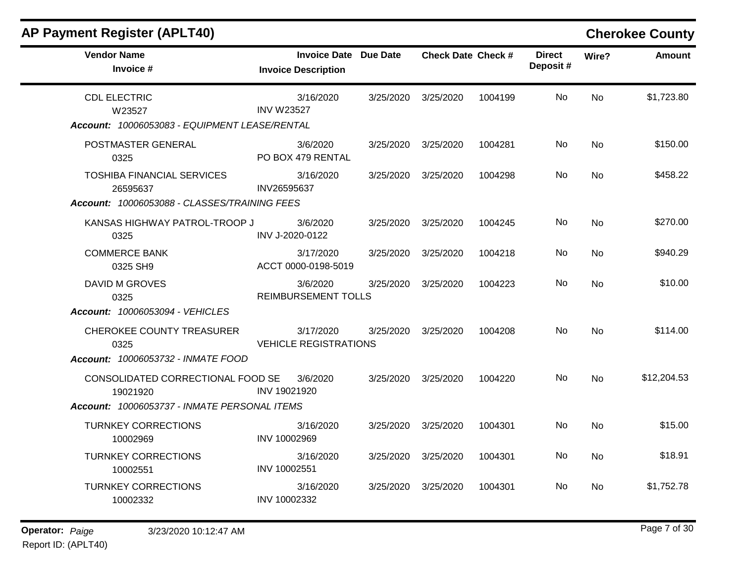# AP Payment Register (APLT40)

**Cherokee County**

| Vendor Name / Invoice # | Invoice Date / Invoice Description | Due Date | Check Date | Check # | Direct Deposit # | Wire? | Amount |
|---|---|---|---|---|---|---|---|
| CDL ELECTRIC<br>W23527 | 3/16/2020<br>INV W23527 | 3/25/2020 | 3/25/2020 | 1004199 | No | No | $1,723.80 |
| ***Account:* 10006053083 - EQUIPMENT LEASE/RENTAL** | | | | | | | |
| POSTMASTER GENERAL<br>0325 | 3/6/2020<br>PO BOX 479 RENTAL | 3/25/2020 | 3/25/2020 | 1004281 | No | No | $150.00 |
| TOSHIBA FINANCIAL SERVICES<br>26595637 | 3/16/2020<br>INV26595637 | 3/25/2020 | 3/25/2020 | 1004298 | No | No | $458.22 |
| ***Account:* 10006053088 - CLASSES/TRAINING FEES** | | | | | | | |
| KANSAS HIGHWAY PATROL-TROOP J<br>0325 | 3/6/2020<br>INV J-2020-0122 | 3/25/2020 | 3/25/2020 | 1004245 | No | No | $270.00 |
| COMMERCE BANK<br>0325 SH9 | 3/17/2020<br>ACCT 0000-0198-5019 | 3/25/2020 | 3/25/2020 | 1004218 | No | No | $940.29 |
| DAVID M GROVES<br>0325 | 3/6/2020<br>REIMBURSEMENT TOLLS | 3/25/2020 | 3/25/2020 | 1004223 | No | No | $10.00 |
| ***Account:* 10006053094 - VEHICLES** | | | | | | | |
| CHEROKEE COUNTY TREASURER<br>0325 | 3/17/2020<br>VEHICLE REGISTRATIONS | 3/25/2020 | 3/25/2020 | 1004208 | No | No | $114.00 |
| ***Account:* 10006053732 - INMATE FOOD** | | | | | | | |
| CONSOLIDATED CORRECTIONAL FOOD SE<br>19021920 | 3/6/2020<br>INV 19021920 | 3/25/2020 | 3/25/2020 | 1004220 | No | No | $12,204.53 |
| ***Account:* 10006053737 - INMATE PERSONAL ITEMS** | | | | | | | |
| TURNKEY CORRECTIONS<br>10002969 | 3/16/2020<br>INV 10002969 | 3/25/2020 | 3/25/2020 | 1004301 | No | No | $15.00 |
| TURNKEY CORRECTIONS<br>10002551 | 3/16/2020<br>INV 10002551 | 3/25/2020 | 3/25/2020 | 1004301 | No | No | $18.91 |
| TURNKEY CORRECTIONS<br>10002332 | 3/16/2020<br>INV 10002332 | 3/25/2020 | 3/25/2020 | 1004301 | No | No | $1,752.78 |

**Operator:** *Paige* 3/23/2020 10:12:47 AM
Report ID: (APLT40)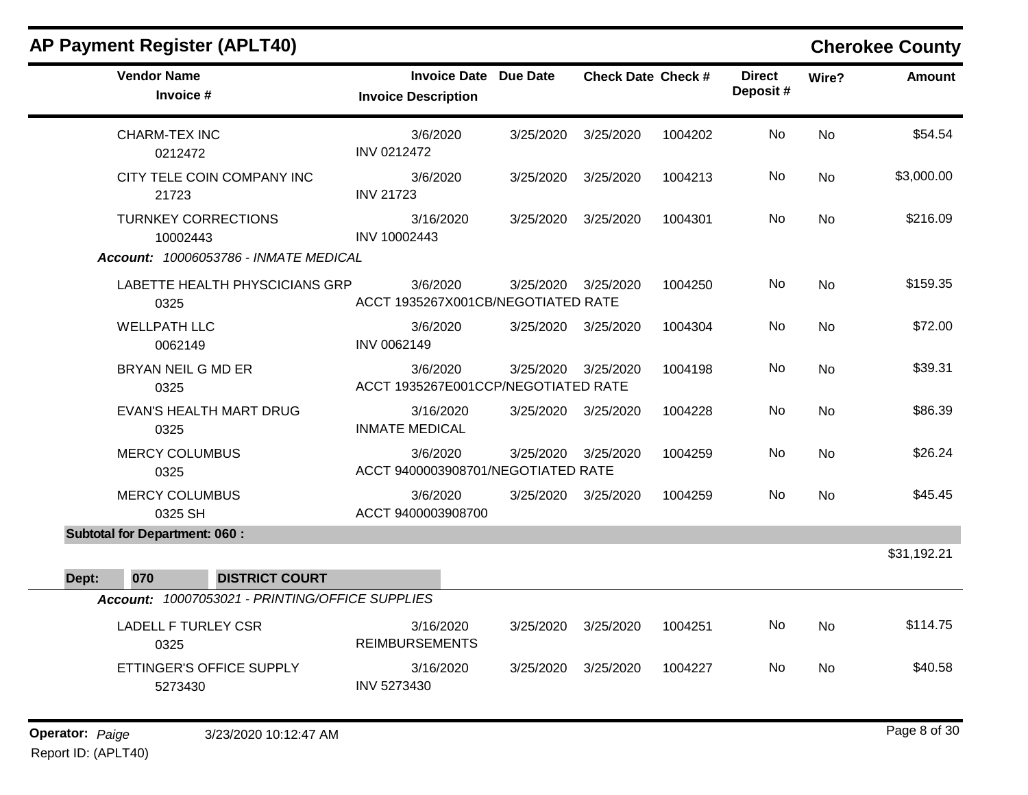# AP Payment Register (APLT40)

## Cherokee County

| Vendor Name / Invoice # | Invoice Date / Invoice Description | Due Date | Check Date | Check # | Direct Deposit # | Wire? | Amount |
|---|---|---|---|---|---|---|---|
| CHARM-TEX INC<br>0212472 | 3/6/2020<br>INV 0212472 | 3/25/2020 | 3/25/2020 | 1004202 | No | No | $54.54 |
| CITY TELE COIN COMPANY INC<br>21723 | 3/6/2020<br>INV 21723 | 3/25/2020 | 3/25/2020 | 1004213 | No | No | $3,000.00 |
| TURNKEY CORRECTIONS<br>10002443 | 3/16/2020<br>INV 10002443 | 3/25/2020 | 3/25/2020 | 1004301 | No | No | $216.09 |
| ***Account:** 10006053786 - INMATE MEDICAL* | | | | | | | |
| LABETTE HEALTH PHYSCICIANS GRP<br>0325 | 3/6/2020<br>ACCT 1935267X001CB/NEGOTIATED RATE | 3/25/2020 | 3/25/2020 | 1004250 | No | No | $159.35 |
| WELLPATH LLC<br>0062149 | 3/6/2020<br>INV 0062149 | 3/25/2020 | 3/25/2020 | 1004304 | No | No | $72.00 |
| BRYAN NEIL G MD ER<br>0325 | 3/6/2020<br>ACCT 1935267E001CCP/NEGOTIATED RATE | 3/25/2020 | 3/25/2020 | 1004198 | No | No | $39.31 |
| EVAN'S HEALTH MART DRUG<br>0325 | 3/16/2020<br>INMATE MEDICAL | 3/25/2020 | 3/25/2020 | 1004228 | No | No | $86.39 |
| MERCY COLUMBUS<br>0325 | 3/6/2020<br>ACCT 9400003908701/NEGOTIATED RATE | 3/25/2020 | 3/25/2020 | 1004259 | No | No | $26.24 |
| MERCY COLUMBUS<br>0325 SH | 3/6/2020<br>ACCT 9400003908700 | 3/25/2020 | 3/25/2020 | 1004259 | No | No | $45.45 |
| **Subtotal for Department: 060 :** | | | | | | | $31,192.21 |

**Dept: 070 DISTRICT COURT**

| Vendor Name / Invoice # | Invoice Date / Invoice Description | Due Date | Check Date | Check # | Direct Deposit # | Wire? | Amount |
|---|---|---|---|---|---|---|---|
| ***Account:** 10007053021 - PRINTING/OFFICE SUPPLIES* | | | | | | | |
| LADELL F TURLEY CSR<br>0325 | 3/16/2020<br>REIMBURSEMENTS | 3/25/2020 | 3/25/2020 | 1004251 | No | No | $114.75 |
| ETTINGER'S OFFICE SUPPLY<br>5273430 | 3/16/2020<br>INV 5273430 | 3/25/2020 | 3/25/2020 | 1004227 | No | No | $40.58 |

**Operator:** *Paige* 3/23/2020 10:12:47 AM

Report ID: (APLT40)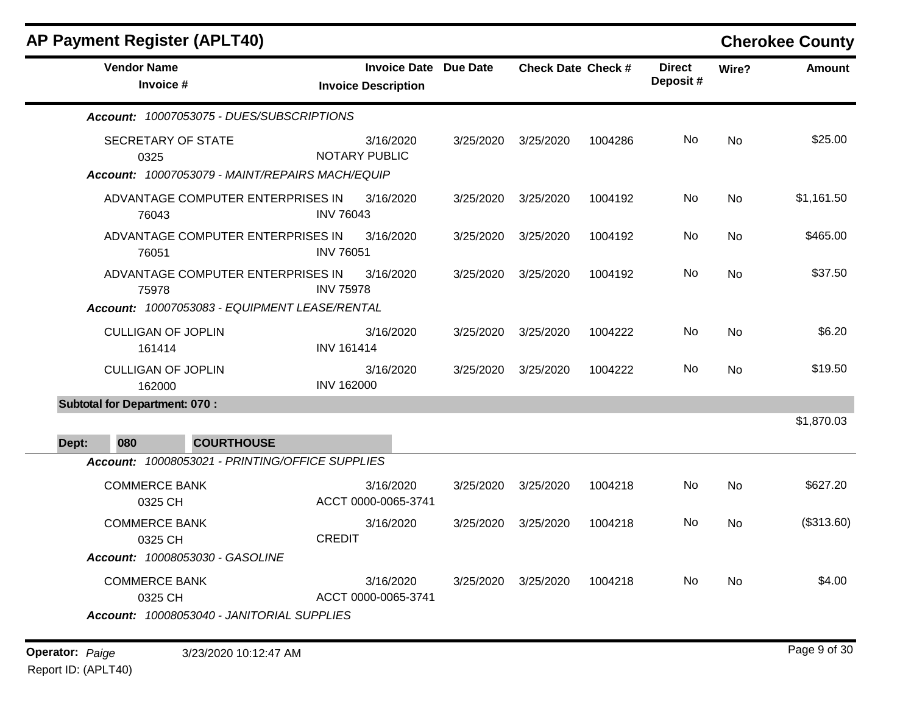# AP Payment Register (APLT40)

**Cherokee County**

| Vendor Name / Invoice # | Invoice Date / Invoice Description | Due Date | Check Date | Check # | Direct Deposit # | Wire? | Amount |
|---|---|---|---|---|---|---|---|
| ***Account:** 10007053075 - DUES/SUBSCRIPTIONS* | | | | | | | |
| SECRETARY OF STATE 0325 | 3/16/2020 NOTARY PUBLIC | 3/25/2020 | 3/25/2020 | 1004286 | No | No | $25.00 |
| ***Account:** 10007053079 - MAINT/REPAIRS MACH/EQUIP* | | | | | | | |
| ADVANTAGE COMPUTER ENTERPRISES IN 76043 | 3/16/2020 INV 76043 | 3/25/2020 | 3/25/2020 | 1004192 | No | No | $1,161.50 |
| ADVANTAGE COMPUTER ENTERPRISES IN 76051 | 3/16/2020 INV 76051 | 3/25/2020 | 3/25/2020 | 1004192 | No | No | $465.00 |
| ADVANTAGE COMPUTER ENTERPRISES IN 75978 | 3/16/2020 INV 75978 | 3/25/2020 | 3/25/2020 | 1004192 | No | No | $37.50 |
| ***Account:** 10007053083 - EQUIPMENT LEASE/RENTAL* | | | | | | | |
| CULLIGAN OF JOPLIN 161414 | 3/16/2020 INV 161414 | 3/25/2020 | 3/25/2020 | 1004222 | No | No | $6.20 |
| CULLIGAN OF JOPLIN 162000 | 3/16/2020 INV 162000 | 3/25/2020 | 3/25/2020 | 1004222 | No | No | $19.50 |
| **Subtotal for Department: 070 :** | | | | | | | $1,870.03 |
| **Dept: 080 COURTHOUSE** | | | | | | | |
| ***Account:** 10008053021 - PRINTING/OFFICE SUPPLIES* | | | | | | | |
| COMMERCE BANK 0325 CH | 3/16/2020 ACCT 0000-0065-3741 | 3/25/2020 | 3/25/2020 | 1004218 | No | No | $627.20 |
| COMMERCE BANK 0325 CH | 3/16/2020 CREDIT | 3/25/2020 | 3/25/2020 | 1004218 | No | No | ($313.60) |
| ***Account:** 10008053030 - GASOLINE* | | | | | | | |
| COMMERCE BANK 0325 CH | 3/16/2020 ACCT 0000-0065-3741 | 3/25/2020 | 3/25/2020 | 1004218 | No | No | $4.00 |
| ***Account:** 10008053040 - JANITORIAL SUPPLIES* | | | | | | | |

**Operator:** *Paige* 3/23/2020 10:12:47 AM

Report ID: (APLT40)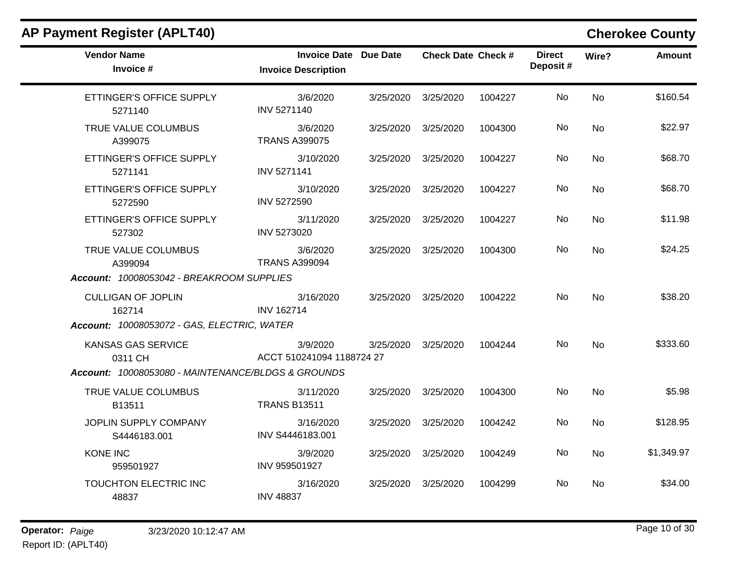# AP Payment Register (APLT40)

## Cherokee County

| Vendor Name / Invoice # | Invoice Date / Invoice Description | Due Date | Check Date | Check # | Direct Deposit # | Wire? | Amount |
|---|---|---|---|---|---|---|---|
| ETTINGER'S OFFICE SUPPLY<br>5271140 | 3/6/2020<br>INV 5271140 | 3/25/2020 | 3/25/2020 | 1004227 | No | No | $160.54 |
| TRUE VALUE COLUMBUS<br>A399075 | 3/6/2020<br>TRANS A399075 | 3/25/2020 | 3/25/2020 | 1004300 | No | No | $22.97 |
| ETTINGER'S OFFICE SUPPLY<br>5271141 | 3/10/2020<br>INV 5271141 | 3/25/2020 | 3/25/2020 | 1004227 | No | No | $68.70 |
| ETTINGER'S OFFICE SUPPLY<br>5272590 | 3/10/2020<br>INV 5272590 | 3/25/2020 | 3/25/2020 | 1004227 | No | No | $68.70 |
| ETTINGER'S OFFICE SUPPLY<br>527302 | 3/11/2020<br>INV 5273020 | 3/25/2020 | 3/25/2020 | 1004227 | No | No | $11.98 |
| TRUE VALUE COLUMBUS<br>A399094 | 3/6/2020<br>TRANS A399094 | 3/25/2020 | 3/25/2020 | 1004300 | No | No | $24.25 |
| ***Account:*** *10008053042 - BREAKROOM SUPPLIES* | | | | | | | |
| CULLIGAN OF JOPLIN<br>162714 | 3/16/2020<br>INV 162714 | 3/25/2020 | 3/25/2020 | 1004222 | No | No | $38.20 |
| ***Account:*** *10008053072 - GAS, ELECTRIC, WATER* | | | | | | | |
| KANSAS GAS SERVICE<br>0311 CH | 3/9/2020<br>ACCT 510241094 1188724 27 | 3/25/2020 | 3/25/2020 | 1004244 | No | No | $333.60 |
| ***Account:*** *10008053080 - MAINTENANCE/BLDGS & GROUNDS* | | | | | | | |
| TRUE VALUE COLUMBUS<br>B13511 | 3/11/2020<br>TRANS B13511 | 3/25/2020 | 3/25/2020 | 1004300 | No | No | $5.98 |
| JOPLIN SUPPLY COMPANY<br>S4446183.001 | 3/16/2020<br>INV S4446183.001 | 3/25/2020 | 3/25/2020 | 1004242 | No | No | $128.95 |
| KONE INC<br>959501927 | 3/9/2020<br>INV 959501927 | 3/25/2020 | 3/25/2020 | 1004249 | No | No | $1,349.97 |
| TOUCHTON ELECTRIC INC<br>48837 | 3/16/2020<br>INV 48837 | 3/25/2020 | 3/25/2020 | 1004299 | No | No | $34.00 |

**Operator:** *Paige* 3/23/2020 10:12:47 AM
Report ID: (APLT40)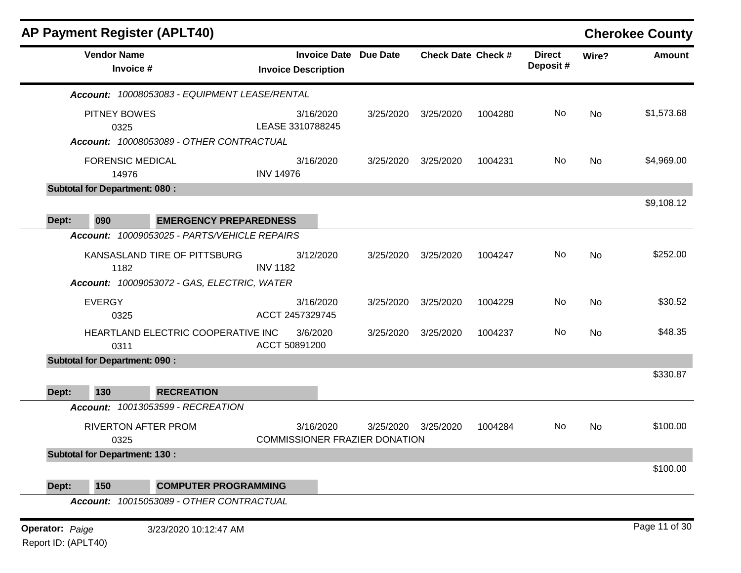## AP Payment Register (APLT40)

**Cherokee County**

| Vendor Name / Invoice # | Invoice Date / Invoice Description | Due Date | Check Date | Check # | Direct Deposit # | Wire? | Amount |
|---|---|---|---|---|---|---|---|
| ***Account:** 10008053083 - EQUIPMENT LEASE/RENTAL* | | | | | | | |
| PITNEY BOWES<br>0325 | 3/16/2020<br>LEASE 3310788245 | 3/25/2020 | 3/25/2020 | 1004280 | No | No | $1,573.68 |
| ***Account:** 10008053089 - OTHER CONTRACTUAL* | | | | | | | |
| FORENSIC MEDICAL<br>14976 | 3/16/2020<br>INV 14976 | 3/25/2020 | 3/25/2020 | 1004231 | No | No | $4,969.00 |
| **Subtotal for Department: 080 :** | | | | | | | $9,108.12 |
| **Dept: 090 EMERGENCY PREPAREDNESS** | | | | | | | |
| ***Account:** 10009053025 - PARTS/VEHICLE REPAIRS* | | | | | | | |
| KANSASLAND TIRE OF PITTSBURG<br>1182 | 3/12/2020<br>INV 1182 | 3/25/2020 | 3/25/2020 | 1004247 | No | No | $252.00 |
| ***Account:** 10009053072 - GAS, ELECTRIC, WATER* | | | | | | | |
| EVERGY<br>0325 | 3/16/2020<br>ACCT 2457329745 | 3/25/2020 | 3/25/2020 | 1004229 | No | No | $30.52 |
| HEARTLAND ELECTRIC COOPERATIVE INC<br>0311 | 3/6/2020<br>ACCT 50891200 | 3/25/2020 | 3/25/2020 | 1004237 | No | No | $48.35 |
| **Subtotal for Department: 090 :** | | | | | | | $330.87 |
| **Dept: 130 RECREATION** | | | | | | | |
| ***Account:** 10013053599 - RECREATION* | | | | | | | |
| RIVERTON AFTER PROM<br>0325 | 3/16/2020<br>COMMISSIONER FRAZIER DONATION | 3/25/2020 | 3/25/2020 | 1004284 | No | No | $100.00 |
| **Subtotal for Department: 130 :** | | | | | | | $100.00 |
| **Dept: 150 COMPUTER PROGRAMMING** | | | | | | | |
| ***Account:** 10015053089 - OTHER CONTRACTUAL* | | | | | | | |

**Operator:** *Paige* 3/23/2020 10:12:47 AM

Report ID: (APLT40)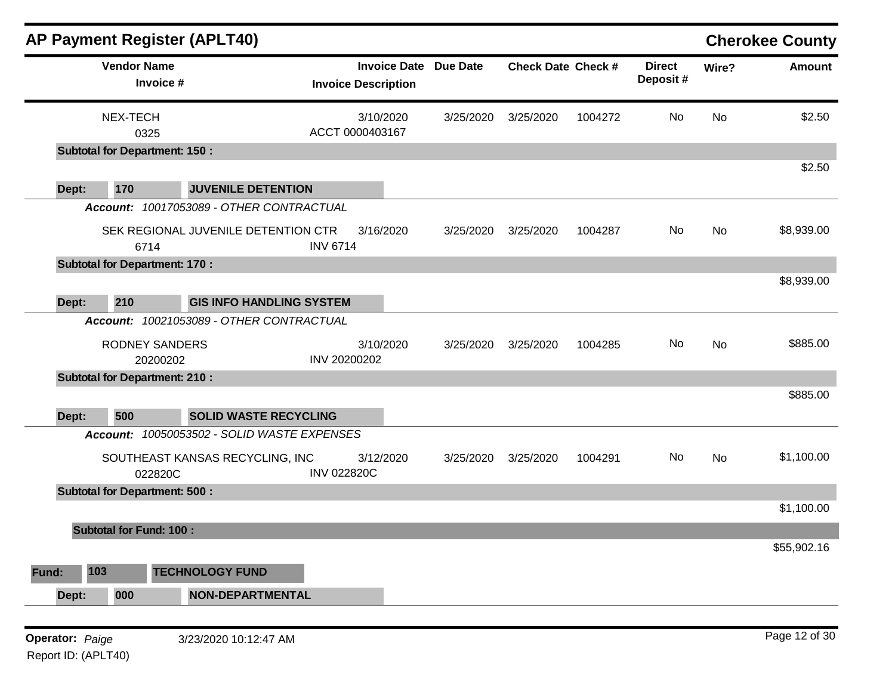# AP Payment Register (APLT40)

**Cherokee County**

| Vendor Name / Invoice # | Invoice Date / Invoice Description | Due Date | Check Date | Check # | Direct Deposit # | Wire? | Amount |
|---|---|---|---|---|---|---|---|
| NEX-TECH<br>0325 | 3/10/2020<br>ACCT 0000403167 | 3/25/2020 | 3/25/2020 | 1004272 | No | No | $2.50 |
| **Subtotal for Department: 150 :** | | | | | | | $2.50 |
| **Dept: 170 JUVENILE DETENTION** | | | | | | | |
| ***Account: 10017053089 - OTHER CONTRACTUAL*** | | | | | | | |
| SEK REGIONAL JUVENILE DETENTION CTR<br>6714 | 3/16/2020<br>INV 6714 | 3/25/2020 | 3/25/2020 | 1004287 | No | No | $8,939.00 |
| **Subtotal for Department: 170 :** | | | | | | | $8,939.00 |
| **Dept: 210 GIS INFO HANDLING SYSTEM** | | | | | | | |
| ***Account: 10021053089 - OTHER CONTRACTUAL*** | | | | | | | |
| RODNEY SANDERS<br>20200202 | 3/10/2020<br>INV 20200202 | 3/25/2020 | 3/25/2020 | 1004285 | No | No | $885.00 |
| **Subtotal for Department: 210 :** | | | | | | | $885.00 |
| **Dept: 500 SOLID WASTE RECYCLING** | | | | | | | |
| ***Account: 10050053502 - SOLID WASTE EXPENSES*** | | | | | | | |
| SOUTHEAST KANSAS RECYCLING, INC<br>022820C | 3/12/2020<br>INV 022820C | 3/25/2020 | 3/25/2020 | 1004291 | No | No | $1,100.00 |
| **Subtotal for Department: 500 :** | | | | | | | $1,100.00 |
| **Subtotal for Fund: 100 :** | | | | | | | $55,902.16 |
| **Fund: 103 TECHNOLOGY FUND** | | | | | | | |
| **Dept: 000 NON-DEPARTMENTAL** | | | | | | | |

**Operator:** *Paige* 3/23/2020 10:12:47 AM

Report ID: (APLT40)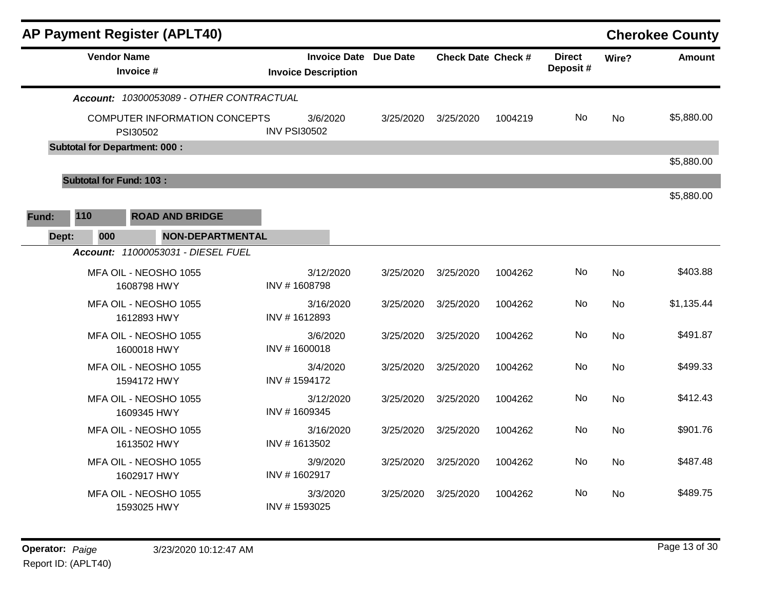# AP Payment Register (APLT40)

**Cherokee County**

| Vendor Name / Invoice # | Invoice Date / Invoice Description | Due Date | Check Date | Check # | Direct Deposit # | Wire? | Amount |
|---|---|---|---|---|---|---|---|
| ***Account:** 10300053089 - OTHER CONTRACTUAL* | | | | | | | |
| COMPUTER INFORMATION CONCEPTS<br>PSI30502 | 3/6/2020<br>INV PSI30502 | 3/25/2020 | 3/25/2020 | 1004219 | No | No | $5,880.00 |
| **Subtotal for Department: 000 :** | | | | | | | $5,880.00 |
| **Subtotal for Fund: 103 :** | | | | | | | $5,880.00 |

**Fund:** 110 **ROAD AND BRIDGE**

**Dept:** 000 **NON-DEPARTMENTAL**

| Vendor Name / Invoice # | Invoice Date / Invoice Description | Due Date | Check Date | Check # | Direct Deposit # | Wire? | Amount |
|---|---|---|---|---|---|---|---|
| ***Account:** 11000053031 - DIESEL FUEL* | | | | | | | |
| MFA OIL - NEOSHO 1055<br>1608798 HWY | 3/12/2020<br>INV # 1608798 | 3/25/2020 | 3/25/2020 | 1004262 | No | No | $403.88 |
| MFA OIL - NEOSHO 1055<br>1612893 HWY | 3/16/2020<br>INV # 1612893 | 3/25/2020 | 3/25/2020 | 1004262 | No | No | $1,135.44 |
| MFA OIL - NEOSHO 1055<br>1600018 HWY | 3/6/2020<br>INV # 1600018 | 3/25/2020 | 3/25/2020 | 1004262 | No | No | $491.87 |
| MFA OIL - NEOSHO 1055<br>1594172 HWY | 3/4/2020<br>INV # 1594172 | 3/25/2020 | 3/25/2020 | 1004262 | No | No | $499.33 |
| MFA OIL - NEOSHO 1055<br>1609345 HWY | 3/12/2020<br>INV # 1609345 | 3/25/2020 | 3/25/2020 | 1004262 | No | No | $412.43 |
| MFA OIL - NEOSHO 1055<br>1613502 HWY | 3/16/2020<br>INV # 1613502 | 3/25/2020 | 3/25/2020 | 1004262 | No | No | $901.76 |
| MFA OIL - NEOSHO 1055<br>1602917 HWY | 3/9/2020<br>INV # 1602917 | 3/25/2020 | 3/25/2020 | 1004262 | No | No | $487.48 |
| MFA OIL - NEOSHO 1055<br>1593025 HWY | 3/3/2020<br>INV # 1593025 | 3/25/2020 | 3/25/2020 | 1004262 | No | No | $489.75 |

**Operator:** *Paige* 3/23/2020 10:12:47 AM

Report ID: (APLT40)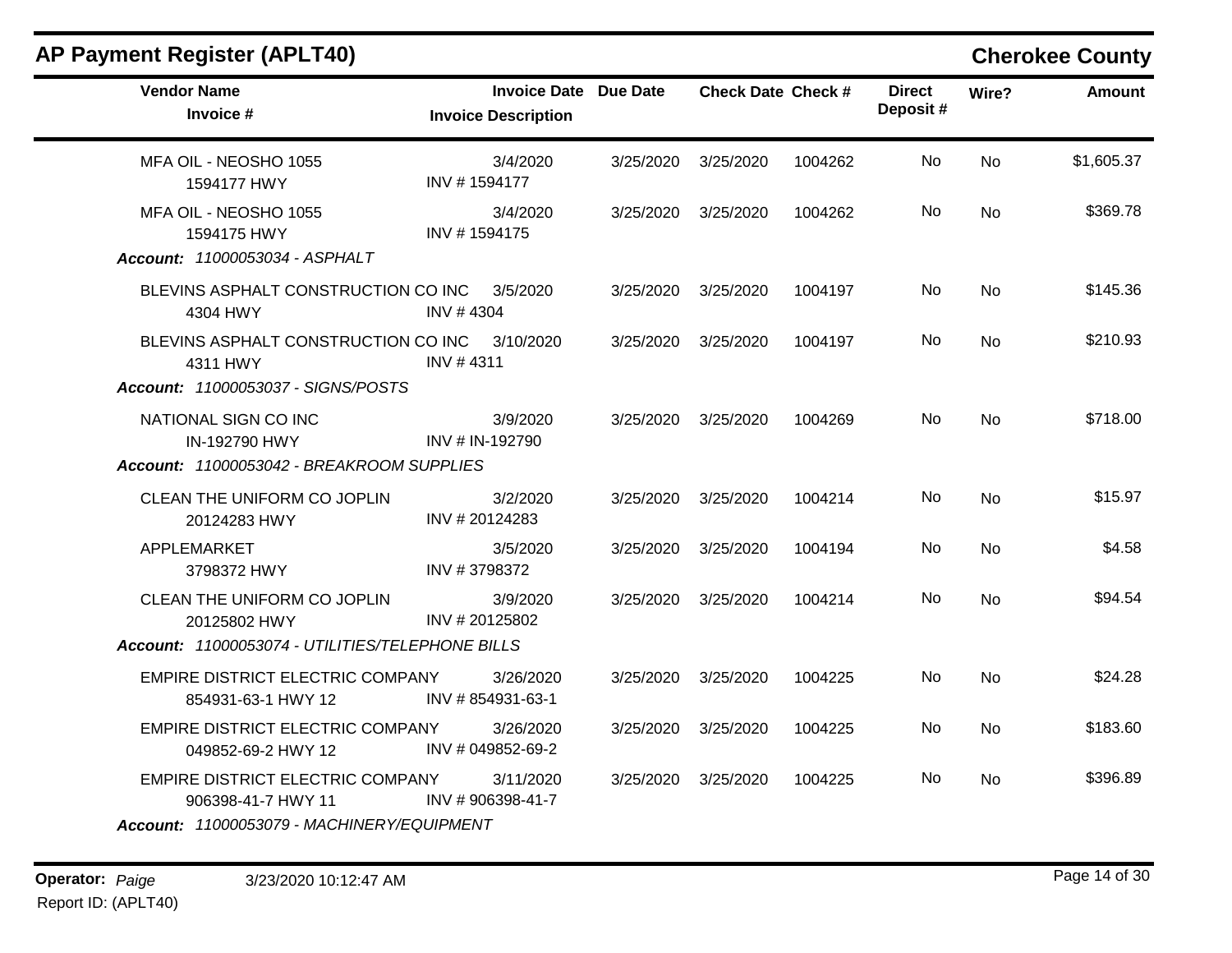## AP Payment Register (APLT40)

**Cherokee County**

| Vendor Name / Invoice # | Invoice Date / Invoice Description | Due Date | Check Date | Check # | Direct Deposit # | Wire? | Amount |
|---|---|---|---|---|---|---|---|
| MFA OIL - NEOSHO 1055<br>1594177 HWY | 3/4/2020<br>INV # 1594177 | 3/25/2020 | 3/25/2020 | 1004262 | No | No | $1,605.37 |
| MFA OIL - NEOSHO 1055<br>1594175 HWY | 3/4/2020<br>INV # 1594175 | 3/25/2020 | 3/25/2020 | 1004262 | No | No | $369.78 |
| ***Account:** 11000053034 - ASPHALT* | | | | | | | |
| BLEVINS ASPHALT CONSTRUCTION CO INC<br>4304 HWY | 3/5/2020<br>INV # 4304 | 3/25/2020 | 3/25/2020 | 1004197 | No | No | $145.36 |
| BLEVINS ASPHALT CONSTRUCTION CO INC<br>4311 HWY | 3/10/2020<br>INV # 4311 | 3/25/2020 | 3/25/2020 | 1004197 | No | No | $210.93 |
| ***Account:** 11000053037 - SIGNS/POSTS* | | | | | | | |
| NATIONAL SIGN CO INC<br>IN-192790 HWY | 3/9/2020<br>INV # IN-192790 | 3/25/2020 | 3/25/2020 | 1004269 | No | No | $718.00 |
| ***Account:** 11000053042 - BREAKROOM SUPPLIES* | | | | | | | |
| CLEAN THE UNIFORM CO JOPLIN<br>20124283 HWY | 3/2/2020<br>INV # 20124283 | 3/25/2020 | 3/25/2020 | 1004214 | No | No | $15.97 |
| APPLEMARKET<br>3798372 HWY | 3/5/2020<br>INV # 3798372 | 3/25/2020 | 3/25/2020 | 1004194 | No | No | $4.58 |
| CLEAN THE UNIFORM CO JOPLIN<br>20125802 HWY | 3/9/2020<br>INV # 20125802 | 3/25/2020 | 3/25/2020 | 1004214 | No | No | $94.54 |
| ***Account:** 11000053074 - UTILITIES/TELEPHONE BILLS* | | | | | | | |
| EMPIRE DISTRICT ELECTRIC COMPANY<br>854931-63-1 HWY 12 | 3/26/2020<br>INV # 854931-63-1 | 3/25/2020 | 3/25/2020 | 1004225 | No | No | $24.28 |
| EMPIRE DISTRICT ELECTRIC COMPANY<br>049852-69-2 HWY 12 | 3/26/2020<br>INV # 049852-69-2 | 3/25/2020 | 3/25/2020 | 1004225 | No | No | $183.60 |
| EMPIRE DISTRICT ELECTRIC COMPANY<br>906398-41-7 HWY 11 | 3/11/2020<br>INV # 906398-41-7 | 3/25/2020 | 3/25/2020 | 1004225 | No | No | $396.89 |
| ***Account:** 11000053079 - MACHINERY/EQUIPMENT* | | | | | | | |

**Operator:** *Paige* 3/23/2020 10:12:47 AM

Report ID: (APLT40)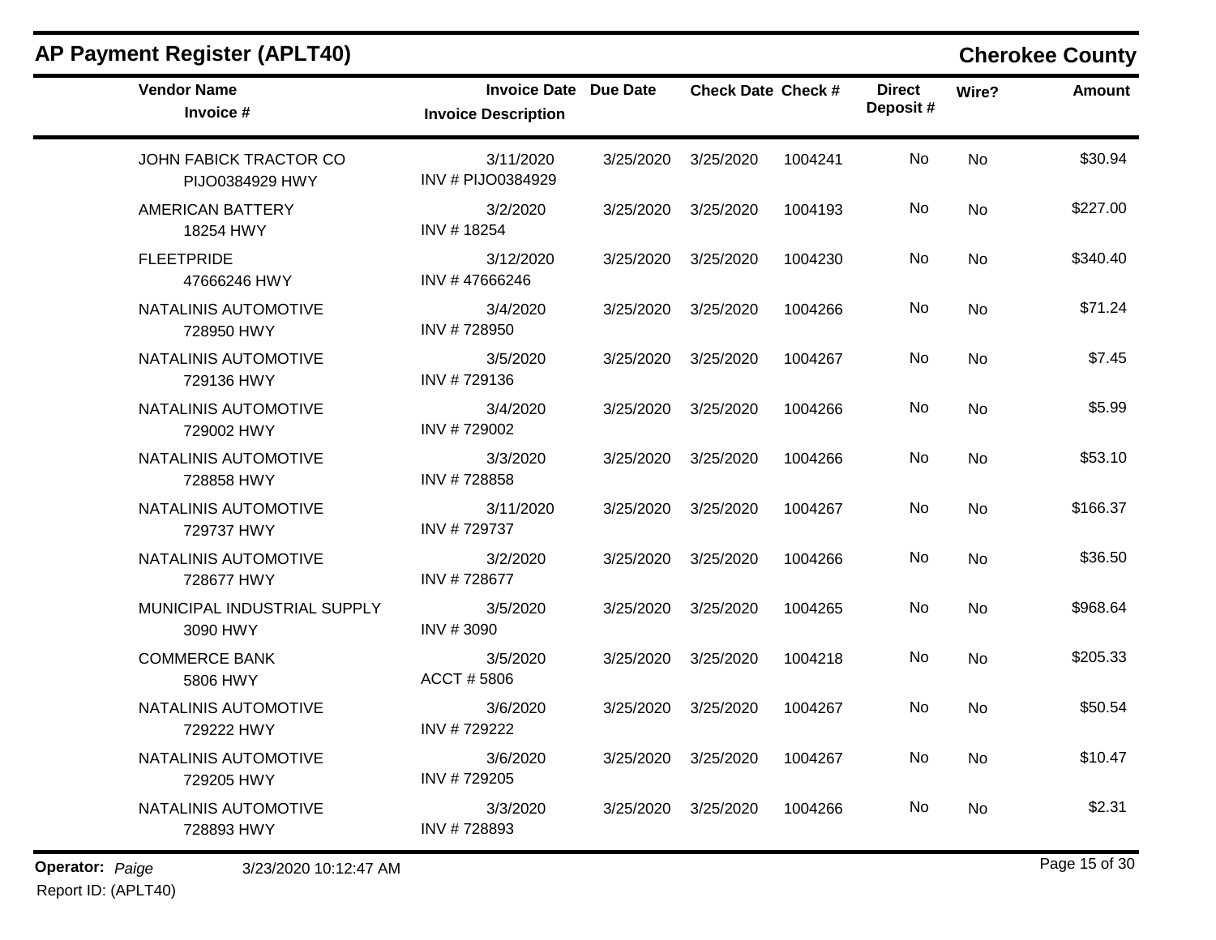## AP Payment Register (APLT40)

## Cherokee County

| Vendor Name / Invoice # | Invoice Date / Invoice Description | Due Date | Check Date | Check # | Direct Deposit # | Wire? | Amount |
|---|---|---|---|---|---|---|---|
| JOHN FABICK TRACTOR CO<br>PIJO0384929 HWY | 3/11/2020<br>INV # PIJO0384929 | 3/25/2020 | 3/25/2020 | 1004241 | No | No | $30.94 |
| AMERICAN BATTERY<br>18254 HWY | 3/2/2020<br>INV # 18254 | 3/25/2020 | 3/25/2020 | 1004193 | No | No | $227.00 |
| FLEETPRIDE<br>47666246 HWY | 3/12/2020<br>INV # 47666246 | 3/25/2020 | 3/25/2020 | 1004230 | No | No | $340.40 |
| NATALINIS AUTOMOTIVE<br>728950 HWY | 3/4/2020<br>INV # 728950 | 3/25/2020 | 3/25/2020 | 1004266 | No | No | $71.24 |
| NATALINIS AUTOMOTIVE<br>729136 HWY | 3/5/2020<br>INV # 729136 | 3/25/2020 | 3/25/2020 | 1004267 | No | No | $7.45 |
| NATALINIS AUTOMOTIVE<br>729002 HWY | 3/4/2020<br>INV # 729002 | 3/25/2020 | 3/25/2020 | 1004266 | No | No | $5.99 |
| NATALINIS AUTOMOTIVE<br>728858 HWY | 3/3/2020<br>INV # 728858 | 3/25/2020 | 3/25/2020 | 1004266 | No | No | $53.10 |
| NATALINIS AUTOMOTIVE<br>729737 HWY | 3/11/2020<br>INV # 729737 | 3/25/2020 | 3/25/2020 | 1004267 | No | No | $166.37 |
| NATALINIS AUTOMOTIVE<br>728677 HWY | 3/2/2020<br>INV # 728677 | 3/25/2020 | 3/25/2020 | 1004266 | No | No | $36.50 |
| MUNICIPAL INDUSTRIAL SUPPLY<br>3090 HWY | 3/5/2020<br>INV # 3090 | 3/25/2020 | 3/25/2020 | 1004265 | No | No | $968.64 |
| COMMERCE BANK<br>5806 HWY | 3/5/2020<br>ACCT # 5806 | 3/25/2020 | 3/25/2020 | 1004218 | No | No | $205.33 |
| NATALINIS AUTOMOTIVE<br>729222 HWY | 3/6/2020<br>INV # 729222 | 3/25/2020 | 3/25/2020 | 1004267 | No | No | $50.54 |
| NATALINIS AUTOMOTIVE<br>729205 HWY | 3/6/2020<br>INV # 729205 | 3/25/2020 | 3/25/2020 | 1004267 | No | No | $10.47 |
| NATALINIS AUTOMOTIVE<br>728893 HWY | 3/3/2020<br>INV # 728893 | 3/25/2020 | 3/25/2020 | 1004266 | No | No | $2.31 |

**Operator:** *Paige* 3/23/2020 10:12:47 AM

Report ID: (APLT40)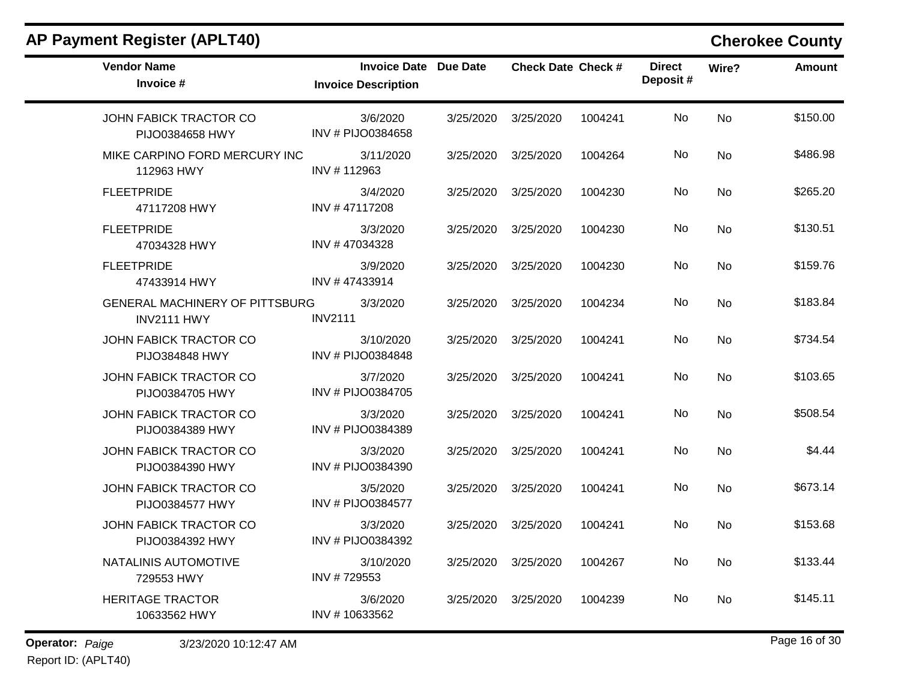## AP Payment Register (APLT40)

**Cherokee County**

| Vendor Name / Invoice # | Invoice Date / Invoice Description | Due Date | Check Date | Check # | Direct Deposit # | Wire? | Amount |
|---|---|---|---|---|---|---|---|
| JOHN FABICK TRACTOR CO<br>PIJO0384658 HWY | 3/6/2020<br>INV # PIJO0384658 | 3/25/2020 | 3/25/2020 | 1004241 | No | No | $150.00 |
| MIKE CARPINO FORD MERCURY INC<br>112963 HWY | 3/11/2020<br>INV # 112963 | 3/25/2020 | 3/25/2020 | 1004264 | No | No | $486.98 |
| FLEETPRIDE<br>47117208 HWY | 3/4/2020<br>INV # 47117208 | 3/25/2020 | 3/25/2020 | 1004230 | No | No | $265.20 |
| FLEETPRIDE<br>47034328 HWY | 3/3/2020<br>INV # 47034328 | 3/25/2020 | 3/25/2020 | 1004230 | No | No | $130.51 |
| FLEETPRIDE<br>47433914 HWY | 3/9/2020<br>INV # 47433914 | 3/25/2020 | 3/25/2020 | 1004230 | No | No | $159.76 |
| GENERAL MACHINERY OF PITTSBURG<br>INV2111 HWY | 3/3/2020<br>INV2111 | 3/25/2020 | 3/25/2020 | 1004234 | No | No | $183.84 |
| JOHN FABICK TRACTOR CO<br>PIJO384848 HWY | 3/10/2020<br>INV # PIJO0384848 | 3/25/2020 | 3/25/2020 | 1004241 | No | No | $734.54 |
| JOHN FABICK TRACTOR CO<br>PIJO0384705 HWY | 3/7/2020<br>INV # PIJO0384705 | 3/25/2020 | 3/25/2020 | 1004241 | No | No | $103.65 |
| JOHN FABICK TRACTOR CO<br>PIJO0384389 HWY | 3/3/2020<br>INV # PIJO0384389 | 3/25/2020 | 3/25/2020 | 1004241 | No | No | $508.54 |
| JOHN FABICK TRACTOR CO<br>PIJO0384390 HWY | 3/3/2020<br>INV # PIJO0384390 | 3/25/2020 | 3/25/2020 | 1004241 | No | No | $4.44 |
| JOHN FABICK TRACTOR CO<br>PIJO0384577 HWY | 3/5/2020<br>INV # PIJO0384577 | 3/25/2020 | 3/25/2020 | 1004241 | No | No | $673.14 |
| JOHN FABICK TRACTOR CO<br>PIJO0384392 HWY | 3/3/2020<br>INV # PIJO0384392 | 3/25/2020 | 3/25/2020 | 1004241 | No | No | $153.68 |
| NATALINIS AUTOMOTIVE<br>729553 HWY | 3/10/2020<br>INV # 729553 | 3/25/2020 | 3/25/2020 | 1004267 | No | No | $133.44 |
| HERITAGE TRACTOR<br>10633562 HWY | 3/6/2020<br>INV # 10633562 | 3/25/2020 | 3/25/2020 | 1004239 | No | No | $145.11 |

**Operator:** *Paige* 3/23/2020 10:12:47 AM

Report ID: (APLT40)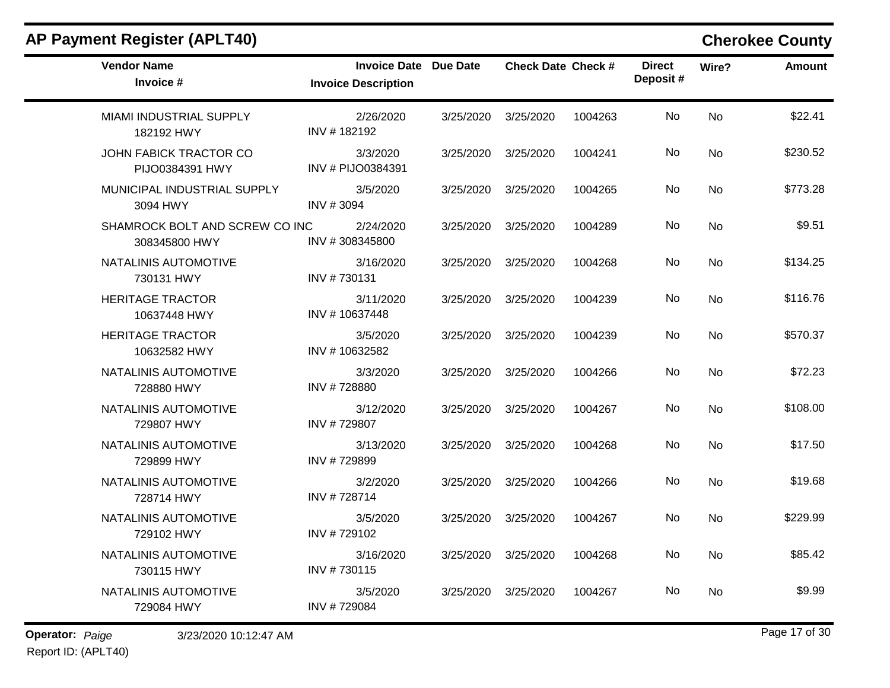## AP Payment Register (APLT40)

## Cherokee County

| Vendor Name / Invoice # | Invoice Date / Invoice Description | Due Date | Check Date | Check # | Direct Deposit # | Wire? | Amount |
|---|---|---|---|---|---|---|---|
| MIAMI INDUSTRIAL SUPPLY<br>182192 HWY | 2/26/2020<br>INV # 182192 | 3/25/2020 | 3/25/2020 | 1004263 | No | No | $22.41 |
| JOHN FABICK TRACTOR CO<br>PIJO0384391 HWY | 3/3/2020<br>INV # PIJO0384391 | 3/25/2020 | 3/25/2020 | 1004241 | No | No | $230.52 |
| MUNICIPAL INDUSTRIAL SUPPLY<br>3094 HWY | 3/5/2020<br>INV # 3094 | 3/25/2020 | 3/25/2020 | 1004265 | No | No | $773.28 |
| SHAMROCK BOLT AND SCREW CO INC<br>308345800 HWY | 2/24/2020<br>INV # 308345800 | 3/25/2020 | 3/25/2020 | 1004289 | No | No | $9.51 |
| NATALINIS AUTOMOTIVE<br>730131 HWY | 3/16/2020<br>INV # 730131 | 3/25/2020 | 3/25/2020 | 1004268 | No | No | $134.25 |
| HERITAGE TRACTOR<br>10637448 HWY | 3/11/2020<br>INV # 10637448 | 3/25/2020 | 3/25/2020 | 1004239 | No | No | $116.76 |
| HERITAGE TRACTOR<br>10632582 HWY | 3/5/2020<br>INV # 10632582 | 3/25/2020 | 3/25/2020 | 1004239 | No | No | $570.37 |
| NATALINIS AUTOMOTIVE<br>728880 HWY | 3/3/2020<br>INV # 728880 | 3/25/2020 | 3/25/2020 | 1004266 | No | No | $72.23 |
| NATALINIS AUTOMOTIVE<br>729807 HWY | 3/12/2020<br>INV # 729807 | 3/25/2020 | 3/25/2020 | 1004267 | No | No | $108.00 |
| NATALINIS AUTOMOTIVE<br>729899 HWY | 3/13/2020<br>INV # 729899 | 3/25/2020 | 3/25/2020 | 1004268 | No | No | $17.50 |
| NATALINIS AUTOMOTIVE<br>728714 HWY | 3/2/2020<br>INV # 728714 | 3/25/2020 | 3/25/2020 | 1004266 | No | No | $19.68 |
| NATALINIS AUTOMOTIVE<br>729102 HWY | 3/5/2020<br>INV # 729102 | 3/25/2020 | 3/25/2020 | 1004267 | No | No | $229.99 |
| NATALINIS AUTOMOTIVE<br>730115 HWY | 3/16/2020<br>INV # 730115 | 3/25/2020 | 3/25/2020 | 1004268 | No | No | $85.42 |
| NATALINIS AUTOMOTIVE<br>729084 HWY | 3/5/2020<br>INV # 729084 | 3/25/2020 | 3/25/2020 | 1004267 | No | No | $9.99 |

**Operator:** *Paige* 3/23/2020 10:12:47 AM

Report ID: (APLT40)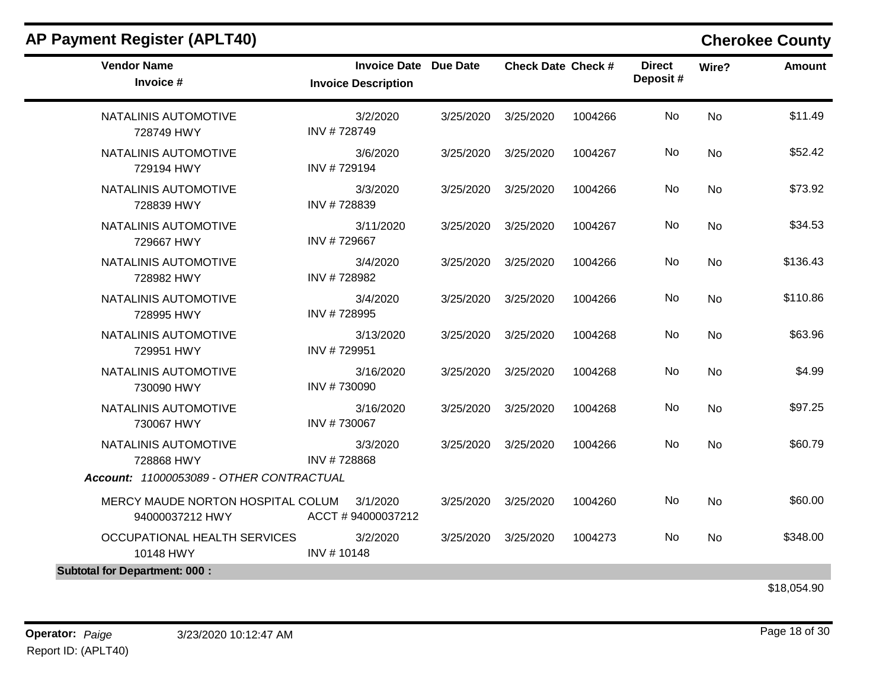## AP Payment Register (APLT40)

**Cherokee County**

| Vendor Name<br>Invoice # | Invoice Date<br>Invoice Description | Due Date | Check Date | Check # | Direct Deposit # | Wire? | Amount |
|---|---|---|---|---|---|---|---|
| NATALINIS AUTOMOTIVE<br>728749 HWY | 3/2/2020<br>INV # 728749 | 3/25/2020 | 3/25/2020 | 1004266 | No | No | $11.49 |
| NATALINIS AUTOMOTIVE<br>729194 HWY | 3/6/2020<br>INV # 729194 | 3/25/2020 | 3/25/2020 | 1004267 | No | No | $52.42 |
| NATALINIS AUTOMOTIVE<br>728839 HWY | 3/3/2020<br>INV # 728839 | 3/25/2020 | 3/25/2020 | 1004266 | No | No | $73.92 |
| NATALINIS AUTOMOTIVE<br>729667 HWY | 3/11/2020<br>INV # 729667 | 3/25/2020 | 3/25/2020 | 1004267 | No | No | $34.53 |
| NATALINIS AUTOMOTIVE<br>728982 HWY | 3/4/2020<br>INV # 728982 | 3/25/2020 | 3/25/2020 | 1004266 | No | No | $136.43 |
| NATALINIS AUTOMOTIVE<br>728995 HWY | 3/4/2020<br>INV # 728995 | 3/25/2020 | 3/25/2020 | 1004266 | No | No | $110.86 |
| NATALINIS AUTOMOTIVE<br>729951 HWY | 3/13/2020<br>INV # 729951 | 3/25/2020 | 3/25/2020 | 1004268 | No | No | $63.96 |
| NATALINIS AUTOMOTIVE<br>730090 HWY | 3/16/2020<br>INV # 730090 | 3/25/2020 | 3/25/2020 | 1004268 | No | No | $4.99 |
| NATALINIS AUTOMOTIVE<br>730067 HWY | 3/16/2020<br>INV # 730067 | 3/25/2020 | 3/25/2020 | 1004268 | No | No | $97.25 |
| NATALINIS AUTOMOTIVE<br>728868 HWY | 3/3/2020<br>INV # 728868 | 3/25/2020 | 3/25/2020 | 1004266 | No | No | $60.79 |
| ***Account:* 11000053089 - OTHER CONTRACTUAL** | | | | | | | |
| MERCY MAUDE NORTON HOSPITAL COLUM<br>94000037212 HWY | 3/1/2020<br>ACCT # 94000037212 | 3/25/2020 | 3/25/2020 | 1004260 | No | No | $60.00 |
| OCCUPATIONAL HEALTH SERVICES<br>10148 HWY | 3/2/2020<br>INV # 10148 | 3/25/2020 | 3/25/2020 | 1004273 | No | No | $348.00 |
| **Subtotal for Department: 000 :** | | | | | | | $18,054.90 |

**Operator:** *Paige* 3/23/2020 10:12:47 AM
Report ID: (APLT40)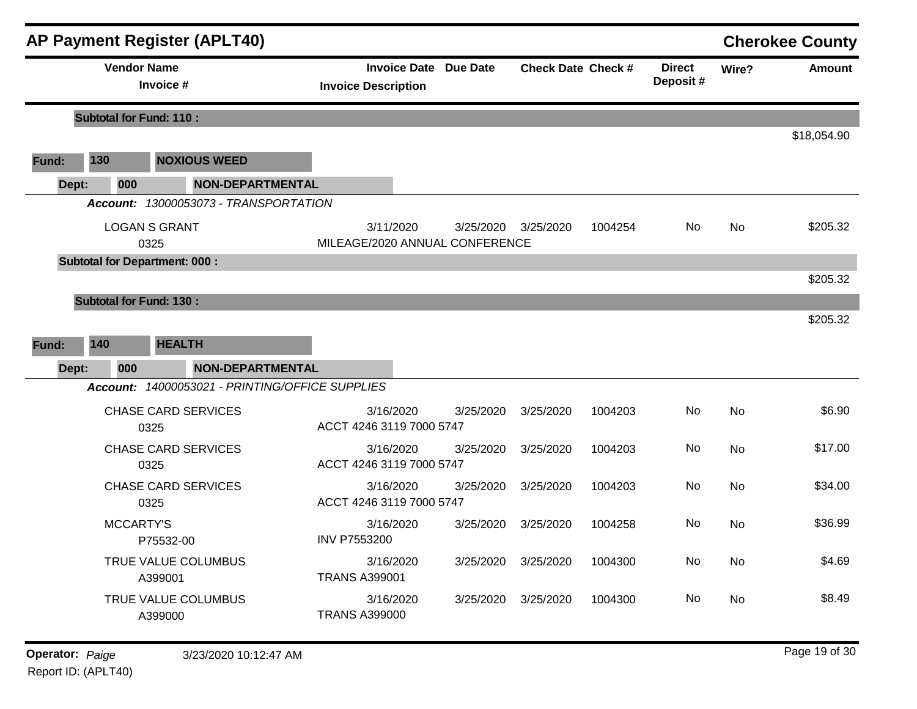# AP Payment Register (APLT40)

**Cherokee County**

| Vendor Name / Invoice # | Invoice Date / Invoice Description | Due Date | Check Date | Check # | Direct Deposit # | Wire? | Amount |
|---|---|---|---|---|---|---|---|
| **Subtotal for Fund: 110 :** | | | | | | | $18,054.90 |

**Fund: 130 NOXIOUS WEED**

**Dept: 000 NON-DEPARTMENTAL**

***Account:*** *13000053073 - TRANSPORTATION*

| Vendor Name / Invoice # | Invoice Date / Invoice Description | Due Date | Check Date | Check # | Direct Deposit # | Wire? | Amount |
|---|---|---|---|---|---|---|---|
| LOGAN S GRANT / 0325 | 3/11/2020 / MILEAGE/2020 ANNUAL CONFERENCE | 3/25/2020 | 3/25/2020 | 1004254 | No | No | $205.32 |
| **Subtotal for Department: 000 :** | | | | | | | $205.32 |
| **Subtotal for Fund: 130 :** | | | | | | | $205.32 |

**Fund: 140 HEALTH**

**Dept: 000 NON-DEPARTMENTAL**

***Account:*** *14000053021 - PRINTING/OFFICE SUPPLIES*

| Vendor Name / Invoice # | Invoice Date / Invoice Description | Due Date | Check Date | Check # | Direct Deposit # | Wire? | Amount |
|---|---|---|---|---|---|---|---|
| CHASE CARD SERVICES / 0325 | 3/16/2020 / ACCT 4246 3119 7000 5747 | 3/25/2020 | 3/25/2020 | 1004203 | No | No | $6.90 |
| CHASE CARD SERVICES / 0325 | 3/16/2020 / ACCT 4246 3119 7000 5747 | 3/25/2020 | 3/25/2020 | 1004203 | No | No | $17.00 |
| CHASE CARD SERVICES / 0325 | 3/16/2020 / ACCT 4246 3119 7000 5747 | 3/25/2020 | 3/25/2020 | 1004203 | No | No | $34.00 |
| MCCARTY'S / P75532-00 | 3/16/2020 / INV P7553200 | 3/25/2020 | 3/25/2020 | 1004258 | No | No | $36.99 |
| TRUE VALUE COLUMBUS / A399001 | 3/16/2020 / TRANS A399001 | 3/25/2020 | 3/25/2020 | 1004300 | No | No | $4.69 |
| TRUE VALUE COLUMBUS / A399000 | 3/16/2020 / TRANS A399000 | 3/25/2020 | 3/25/2020 | 1004300 | No | No | $8.49 |

**Operator:** *Paige* 3/23/2020 10:12:47 AM

Report ID: (APLT40)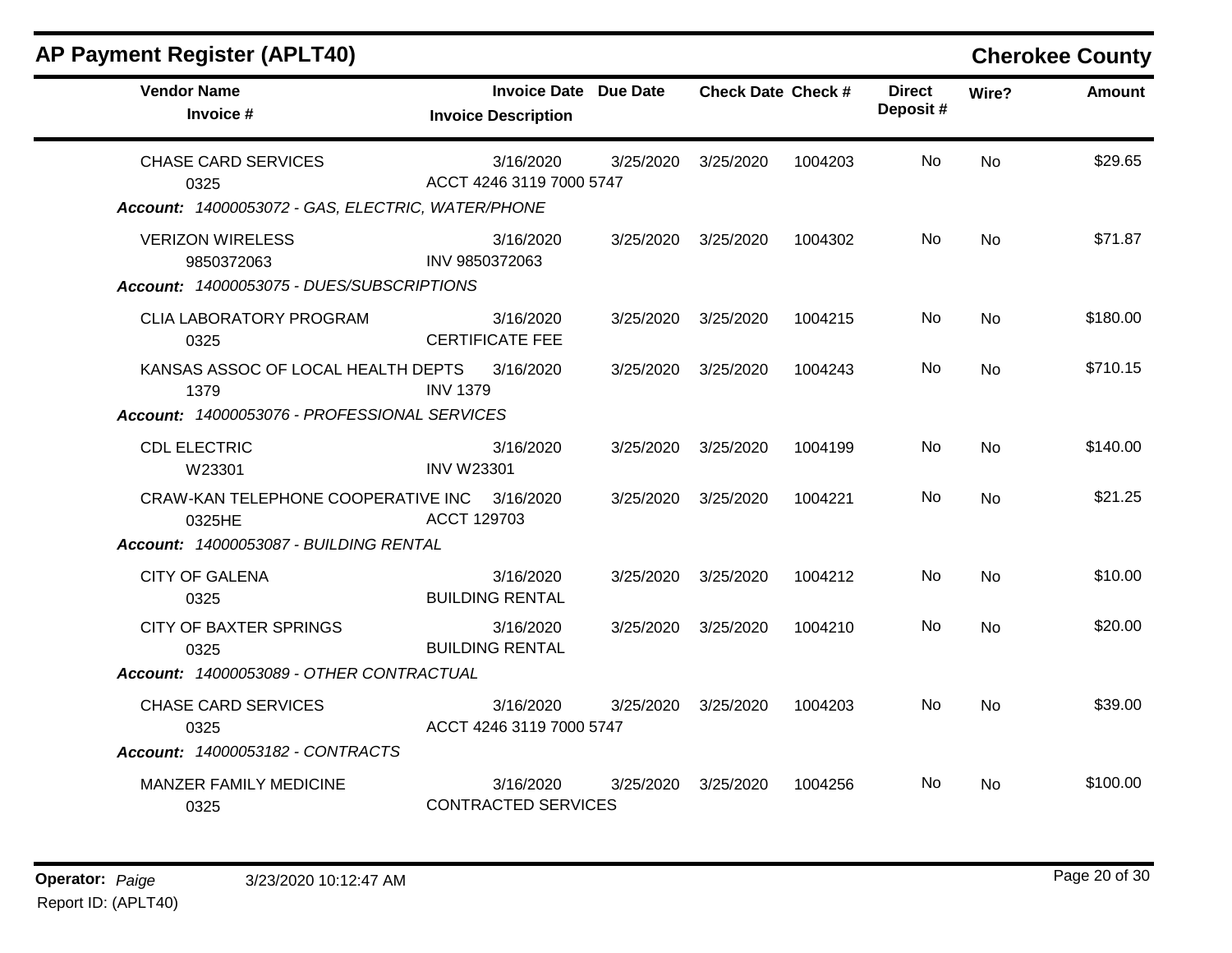## AP Payment Register (APLT40)

**Cherokee County**

| Vendor Name / Invoice # | Invoice Date / Invoice Description | Due Date | Check Date | Check # | Direct Deposit # | Wire? | Amount |
|---|---|---|---|---|---|---|---|
| CHASE CARD SERVICES<br>0325 | 3/16/2020<br>ACCT 4246 3119 7000 5747 | 3/25/2020 | 3/25/2020 | 1004203 | No | No | $29.65 |
| ***Account:** 14000053072 - GAS, ELECTRIC, WATER/PHONE* | | | | | | | |
| VERIZON WIRELESS<br>9850372063 | 3/16/2020<br>INV 9850372063 | 3/25/2020 | 3/25/2020 | 1004302 | No | No | $71.87 |
| ***Account:** 14000053075 - DUES/SUBSCRIPTIONS* | | | | | | | |
| CLIA LABORATORY PROGRAM<br>0325 | 3/16/2020<br>CERTIFICATE FEE | 3/25/2020 | 3/25/2020 | 1004215 | No | No | $180.00 |
| KANSAS ASSOC OF LOCAL HEALTH DEPTS<br>1379 | 3/16/2020<br>INV 1379 | 3/25/2020 | 3/25/2020 | 1004243 | No | No | $710.15 |
| ***Account:** 14000053076 - PROFESSIONAL SERVICES* | | | | | | | |
| CDL ELECTRIC<br>W23301 | 3/16/2020<br>INV W23301 | 3/25/2020 | 3/25/2020 | 1004199 | No | No | $140.00 |
| CRAW-KAN TELEPHONE COOPERATIVE INC<br>0325HE | 3/16/2020<br>ACCT 129703 | 3/25/2020 | 3/25/2020 | 1004221 | No | No | $21.25 |
| ***Account:** 14000053087 - BUILDING RENTAL* | | | | | | | |
| CITY OF GALENA<br>0325 | 3/16/2020<br>BUILDING RENTAL | 3/25/2020 | 3/25/2020 | 1004212 | No | No | $10.00 |
| CITY OF BAXTER SPRINGS<br>0325 | 3/16/2020<br>BUILDING RENTAL | 3/25/2020 | 3/25/2020 | 1004210 | No | No | $20.00 |
| ***Account:** 14000053089 - OTHER CONTRACTUAL* | | | | | | | |
| CHASE CARD SERVICES<br>0325 | 3/16/2020<br>ACCT 4246 3119 7000 5747 | 3/25/2020 | 3/25/2020 | 1004203 | No | No | $39.00 |
| ***Account:** 14000053182 - CONTRACTS* | | | | | | | |
| MANZER FAMILY MEDICINE<br>0325 | 3/16/2020<br>CONTRACTED SERVICES | 3/25/2020 | 3/25/2020 | 1004256 | No | No | $100.00 |

**Operator:** *Paige* 3/23/2020 10:12:47 AM
Report ID: (APLT40)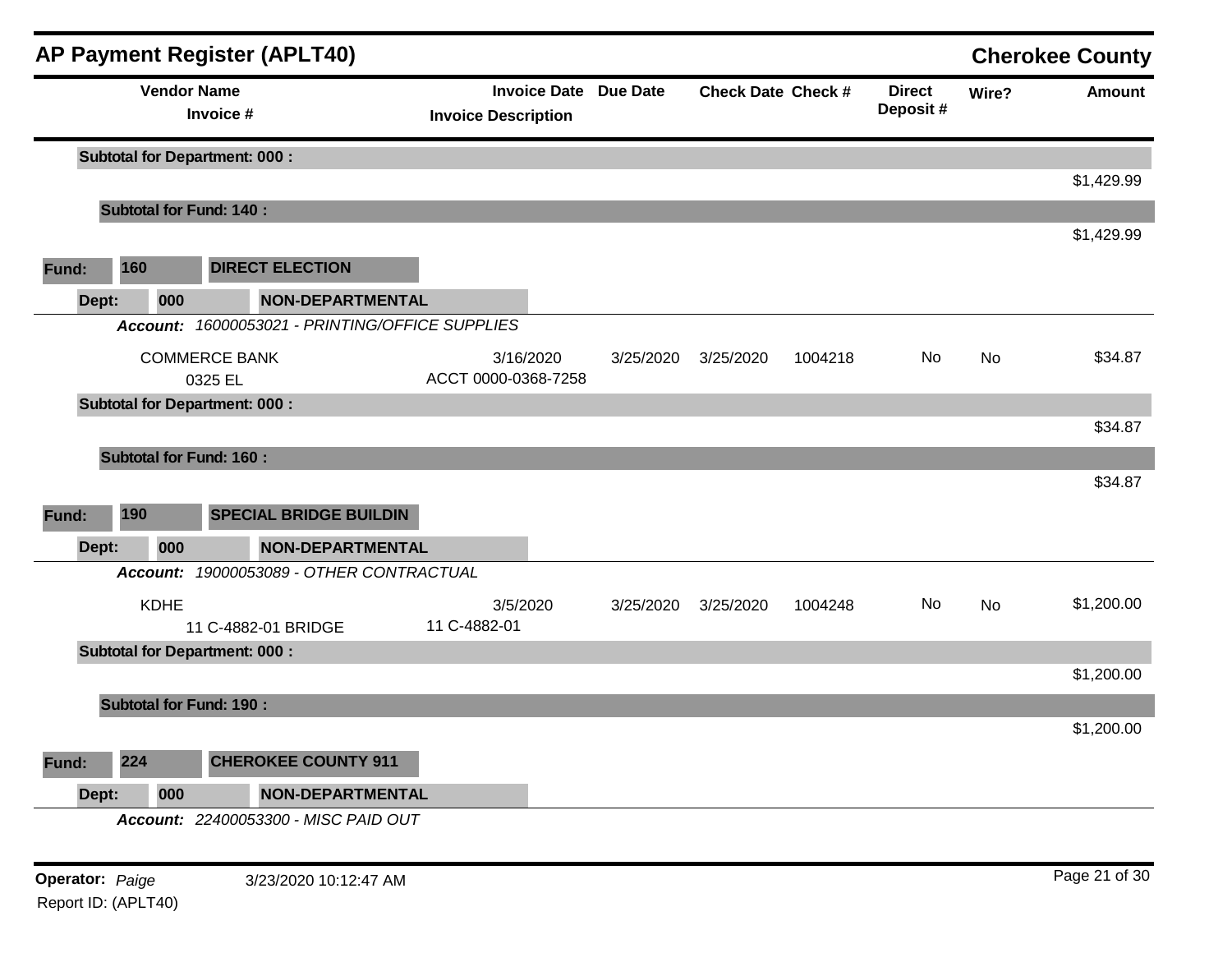# AP Payment Register (APLT40)

**Cherokee County**

| Vendor Name / Invoice # | Invoice Date / Invoice Description | Due Date | Check Date | Check # | Direct Deposit # | Wire? | Amount |
|---|---|---|---|---|---|---|---|
| **Subtotal for Department: 000 :** | | | | | | | $1,429.99 |
| **Subtotal for Fund: 140 :** | | | | | | | $1,429.99 |
| **Fund: 160 DIRECT ELECTION** | | | | | | | |
| **Dept: 000 NON-DEPARTMENTAL** | | | | | | | |
| ***Account: 16000053021 - PRINTING/OFFICE SUPPLIES*** | | | | | | | |
| COMMERCE BANK / 0325 EL | 3/16/2020 / ACCT 0000-0368-7258 | 3/25/2020 | 3/25/2020 | 1004218 | No | No | $34.87 |
| **Subtotal for Department: 000 :** | | | | | | | $34.87 |
| **Subtotal for Fund: 160 :** | | | | | | | $34.87 |
| **Fund: 190 SPECIAL BRIDGE BUILDIN** | | | | | | | |
| **Dept: 000 NON-DEPARTMENTAL** | | | | | | | |
| ***Account: 19000053089 - OTHER CONTRACTUAL*** | | | | | | | |
| KDHE / 11 C-4882-01 BRIDGE | 3/5/2020 / 11 C-4882-01 | 3/25/2020 | 3/25/2020 | 1004248 | No | No | $1,200.00 |
| **Subtotal for Department: 000 :** | | | | | | | $1,200.00 |
| **Subtotal for Fund: 190 :** | | | | | | | $1,200.00 |
| **Fund: 224 CHEROKEE COUNTY 911** | | | | | | | |
| **Dept: 000 NON-DEPARTMENTAL** | | | | | | | |
| ***Account: 22400053300 - MISC PAID OUT*** | | | | | | | |

**Operator:** *Paige* 3/23/2020 10:12:47 AM

Report ID: (APLT40)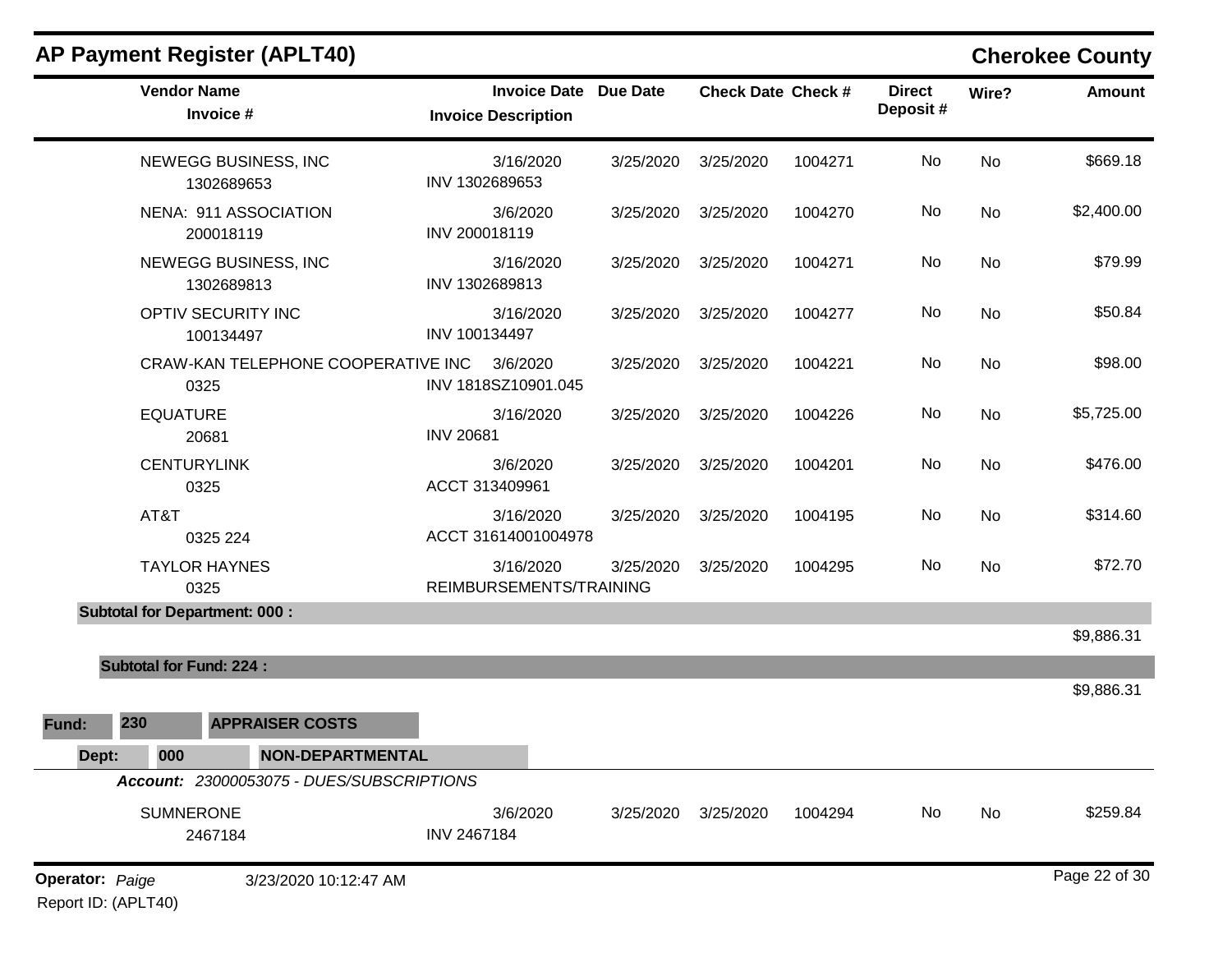## AP Payment Register (APLT40)

**Cherokee County**

| Vendor Name / Invoice # | Invoice Date / Invoice Description | Due Date | Check Date | Check # | Direct Deposit # | Wire? | Amount |
|---|---|---|---|---|---|---|---|
| NEWEGG BUSINESS, INC<br>1302689653 | 3/16/2020<br>INV 1302689653 | 3/25/2020 | 3/25/2020 | 1004271 | No | No | $669.18 |
| NENA: 911 ASSOCIATION<br>200018119 | 3/6/2020<br>INV 200018119 | 3/25/2020 | 3/25/2020 | 1004270 | No | No | $2,400.00 |
| NEWEGG BUSINESS, INC<br>1302689813 | 3/16/2020<br>INV 1302689813 | 3/25/2020 | 3/25/2020 | 1004271 | No | No | $79.99 |
| OPTIV SECURITY INC<br>100134497 | 3/16/2020<br>INV 100134497 | 3/25/2020 | 3/25/2020 | 1004277 | No | No | $50.84 |
| CRAW-KAN TELEPHONE COOPERATIVE INC<br>0325 | 3/6/2020<br>INV 1818SZ10901.045 | 3/25/2020 | 3/25/2020 | 1004221 | No | No | $98.00 |
| EQUATURE<br>20681 | 3/16/2020<br>INV 20681 | 3/25/2020 | 3/25/2020 | 1004226 | No | No | $5,725.00 |
| CENTURYLINK<br>0325 | 3/6/2020<br>ACCT 313409961 | 3/25/2020 | 3/25/2020 | 1004201 | No | No | $476.00 |
| AT&T<br>0325 224 | 3/16/2020<br>ACCT 31614001004978 | 3/25/2020 | 3/25/2020 | 1004195 | No | No | $314.60 |
| TAYLOR HAYNES<br>0325 | 3/16/2020<br>REIMBURSEMENTS/TRAINING | 3/25/2020 | 3/25/2020 | 1004295 | No | No | $72.70 |

**Subtotal for Department: 000 :** $9,886.31

**Subtotal for Fund: 224 :** $9,886.31

**Fund:** 230 **APPRAISER COSTS**

**Dept:** 000 **NON-DEPARTMENTAL**

***Account:*** *23000053075 - DUES/SUBSCRIPTIONS*

| Vendor Name / Invoice # | Invoice Date / Invoice Description | Due Date | Check Date | Check # | Direct Deposit # | Wire? | Amount |
|---|---|---|---|---|---|---|---|
| SUMNERONE<br>2467184 | 3/6/2020<br>INV 2467184 | 3/25/2020 | 3/25/2020 | 1004294 | No | No | $259.84 |

**Operator:** *Paige* 3/23/2020 10:12:47 AM

Report ID: (APLT40)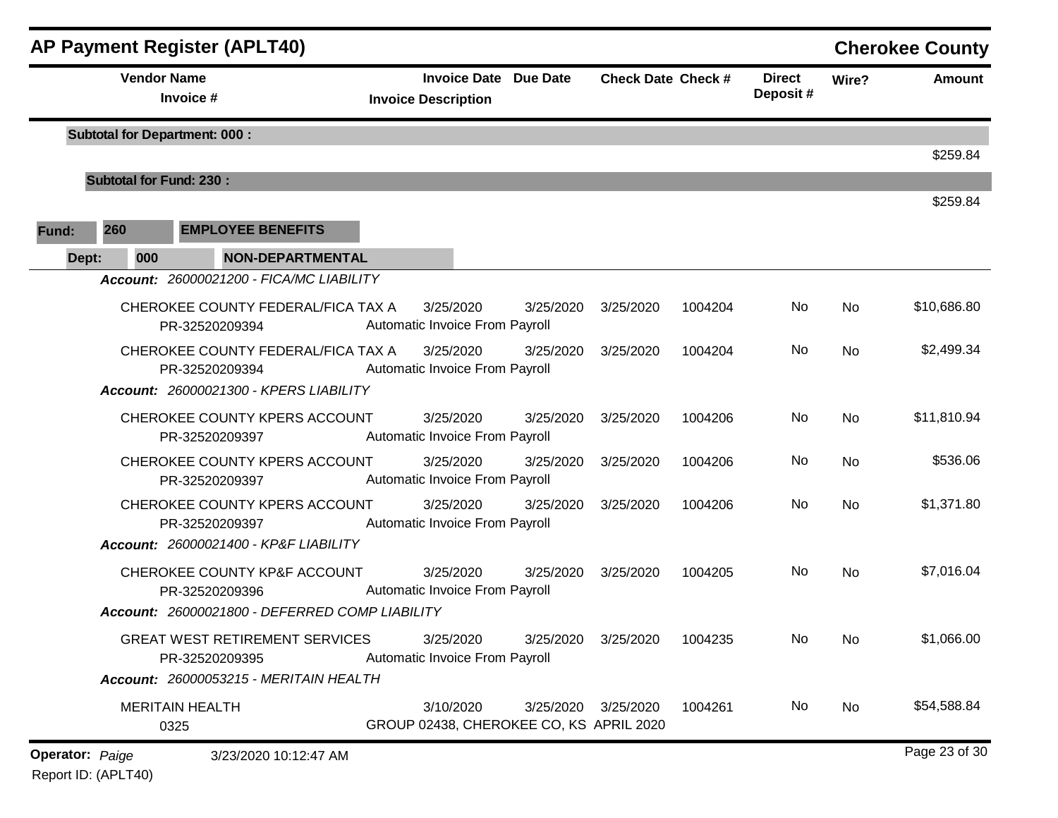## AP Payment Register (APLT40) — Cherokee County

| Vendor Name / Invoice # | Invoice Date / Invoice Description | Due Date | Check Date | Check # | Direct Deposit # | Wire? | Amount |
|---|---|---|---|---|---|---|---|
| **Subtotal for Department: 000 :** | | | | | | | $259.84 |
| **Subtotal for Fund: 230 :** | | | | | | | $259.84 |

**Fund: 260 EMPLOYEE BENEFITS**

**Dept: 000 NON-DEPARTMENTAL**

| Vendor Name / Invoice # | Invoice Date / Invoice Description | Due Date | Check Date | Check # | Direct Deposit # | Wire? | Amount |
|---|---|---|---|---|---|---|---|
| ***Account: 26000021200 - FICA/MC LIABILITY*** | | | | | | | |
| CHEROKEE COUNTY FEDERAL/FICA TAX A<br>PR-32520209394 | 3/25/2020<br>Automatic Invoice From Payroll | 3/25/2020 | 3/25/2020 | 1004204 | No | No | $10,686.80 |
| CHEROKEE COUNTY FEDERAL/FICA TAX A<br>PR-32520209394 | 3/25/2020<br>Automatic Invoice From Payroll | 3/25/2020 | 3/25/2020 | 1004204 | No | No | $2,499.34 |
| ***Account: 26000021300 - KPERS LIABILITY*** | | | | | | | |
| CHEROKEE COUNTY KPERS ACCOUNT<br>PR-32520209397 | 3/25/2020<br>Automatic Invoice From Payroll | 3/25/2020 | 3/25/2020 | 1004206 | No | No | $11,810.94 |
| CHEROKEE COUNTY KPERS ACCOUNT<br>PR-32520209397 | 3/25/2020<br>Automatic Invoice From Payroll | 3/25/2020 | 3/25/2020 | 1004206 | No | No | $536.06 |
| CHEROKEE COUNTY KPERS ACCOUNT<br>PR-32520209397 | 3/25/2020<br>Automatic Invoice From Payroll | 3/25/2020 | 3/25/2020 | 1004206 | No | No | $1,371.80 |
| ***Account: 26000021400 - KP&F LIABILITY*** | | | | | | | |
| CHEROKEE COUNTY KP&F ACCOUNT<br>PR-32520209396 | 3/25/2020<br>Automatic Invoice From Payroll | 3/25/2020 | 3/25/2020 | 1004205 | No | No | $7,016.04 |
| ***Account: 26000021800 - DEFERRED COMP LIABILITY*** | | | | | | | |
| GREAT WEST RETIREMENT SERVICES<br>PR-32520209395 | 3/25/2020<br>Automatic Invoice From Payroll | 3/25/2020 | 3/25/2020 | 1004235 | No | No | $1,066.00 |
| ***Account: 26000053215 - MERITAIN HEALTH*** | | | | | | | |
| MERITAIN HEALTH<br>0325 | 3/10/2020<br>GROUP 02438, CHEROKEE CO, KS APRIL 2020 | 3/25/2020 | 3/25/2020 | 1004261 | No | No | $54,588.84 |

**Operator:** *Paige* 3/23/2020 10:12:47 AM

Report ID: (APLT40)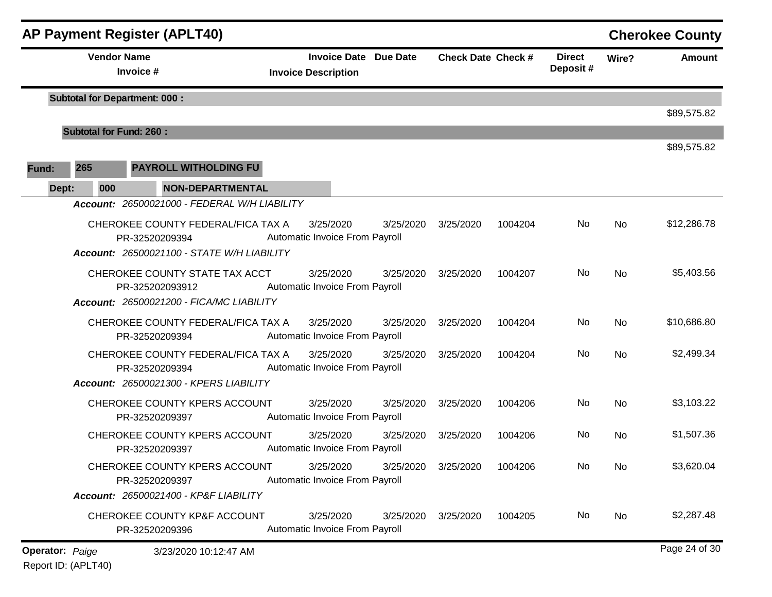## AP Payment Register (APLT40)

**Cherokee County**

| Vendor Name / Invoice # | Invoice Date / Invoice Description | Due Date | Check Date | Check # | Direct Deposit # | Wire? | Amount |
|---|---|---|---|---|---|---|---|
| **Subtotal for Department: 000 :** | | | | | | | $89,575.82 |
| **Subtotal for Fund: 260 :** | | | | | | | $89,575.82 |

**Fund: 265 PAYROLL WITHOLDING FU**

**Dept: 000 NON-DEPARTMENTAL**

| Vendor Name / Invoice # | Invoice Date / Invoice Description | Due Date | Check Date | Check # | Direct Deposit # | Wire? | Amount |
|---|---|---|---|---|---|---|---|
| ***Account:* 26500021000 - FEDERAL W/H LIABILITY** | | | | | | | |
| CHEROKEE COUNTY FEDERAL/FICA TAX A<br>PR-32520209394 | 3/25/2020<br>Automatic Invoice From Payroll | 3/25/2020 | 3/25/2020 | 1004204 | No | No | $12,286.78 |
| ***Account:* 26500021100 - STATE W/H LIABILITY** | | | | | | | |
| CHEROKEE COUNTY STATE TAX ACCT<br>PR-325202093912 | 3/25/2020<br>Automatic Invoice From Payroll | 3/25/2020 | 3/25/2020 | 1004207 | No | No | $5,403.56 |
| ***Account:* 26500021200 - FICA/MC LIABILITY** | | | | | | | |
| CHEROKEE COUNTY FEDERAL/FICA TAX A<br>PR-32520209394 | 3/25/2020<br>Automatic Invoice From Payroll | 3/25/2020 | 3/25/2020 | 1004204 | No | No | $10,686.80 |
| CHEROKEE COUNTY FEDERAL/FICA TAX A<br>PR-32520209394 | 3/25/2020<br>Automatic Invoice From Payroll | 3/25/2020 | 3/25/2020 | 1004204 | No | No | $2,499.34 |
| ***Account:* 26500021300 - KPERS LIABILITY** | | | | | | | |
| CHEROKEE COUNTY KPERS ACCOUNT<br>PR-32520209397 | 3/25/2020<br>Automatic Invoice From Payroll | 3/25/2020 | 3/25/2020 | 1004206 | No | No | $3,103.22 |
| CHEROKEE COUNTY KPERS ACCOUNT<br>PR-32520209397 | 3/25/2020<br>Automatic Invoice From Payroll | 3/25/2020 | 3/25/2020 | 1004206 | No | No | $1,507.36 |
| CHEROKEE COUNTY KPERS ACCOUNT<br>PR-32520209397 | 3/25/2020<br>Automatic Invoice From Payroll | 3/25/2020 | 3/25/2020 | 1004206 | No | No | $3,620.04 |
| ***Account:* 26500021400 - KP&F LIABILITY** | | | | | | | |
| CHEROKEE COUNTY KP&F ACCOUNT<br>PR-32520209396 | 3/25/2020<br>Automatic Invoice From Payroll | 3/25/2020 | 3/25/2020 | 1004205 | No | No | $2,287.48 |

**Operator:** *Paige* 3/23/2020 10:12:47 AM

Report ID: (APLT40)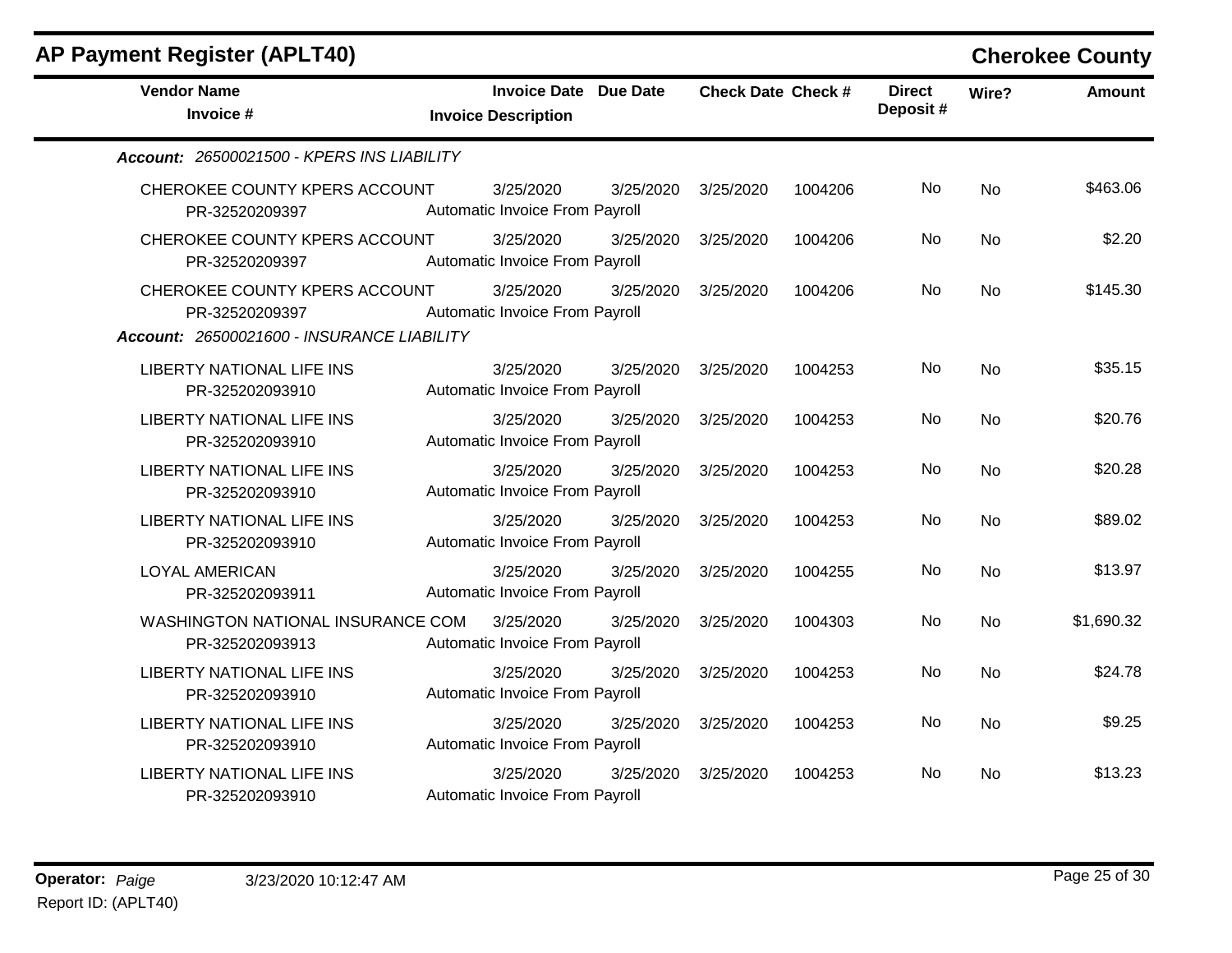## AP Payment Register (APLT40)

**Cherokee County**

| Vendor Name / Invoice # | Invoice Date / Invoice Description | Due Date | Check Date | Check # | Direct Deposit # | Wire? | Amount |
|---|---|---|---|---|---|---|---|
| ***Account:*** *26500021500 - KPERS INS LIABILITY* | | | | | | | |
| CHEROKEE COUNTY KPERS ACCOUNT<br>PR-32520209397 | 3/25/2020<br>Automatic Invoice From Payroll | 3/25/2020 | 3/25/2020 | 1004206 | No | No | $463.06 |
| CHEROKEE COUNTY KPERS ACCOUNT<br>PR-32520209397 | 3/25/2020<br>Automatic Invoice From Payroll | 3/25/2020 | 3/25/2020 | 1004206 | No | No | $2.20 |
| CHEROKEE COUNTY KPERS ACCOUNT<br>PR-32520209397 | 3/25/2020<br>Automatic Invoice From Payroll | 3/25/2020 | 3/25/2020 | 1004206 | No | No | $145.30 |
| ***Account:*** *26500021600 - INSURANCE LIABILITY* | | | | | | | |
| LIBERTY NATIONAL LIFE INS<br>PR-325202093910 | 3/25/2020<br>Automatic Invoice From Payroll | 3/25/2020 | 3/25/2020 | 1004253 | No | No | $35.15 |
| LIBERTY NATIONAL LIFE INS<br>PR-325202093910 | 3/25/2020<br>Automatic Invoice From Payroll | 3/25/2020 | 3/25/2020 | 1004253 | No | No | $20.76 |
| LIBERTY NATIONAL LIFE INS<br>PR-325202093910 | 3/25/2020<br>Automatic Invoice From Payroll | 3/25/2020 | 3/25/2020 | 1004253 | No | No | $20.28 |
| LIBERTY NATIONAL LIFE INS<br>PR-325202093910 | 3/25/2020<br>Automatic Invoice From Payroll | 3/25/2020 | 3/25/2020 | 1004253 | No | No | $89.02 |
| LOYAL AMERICAN<br>PR-325202093911 | 3/25/2020<br>Automatic Invoice From Payroll | 3/25/2020 | 3/25/2020 | 1004255 | No | No | $13.97 |
| WASHINGTON NATIONAL INSURANCE COM<br>PR-325202093913 | 3/25/2020<br>Automatic Invoice From Payroll | 3/25/2020 | 3/25/2020 | 1004303 | No | No | $1,690.32 |
| LIBERTY NATIONAL LIFE INS<br>PR-325202093910 | 3/25/2020<br>Automatic Invoice From Payroll | 3/25/2020 | 3/25/2020 | 1004253 | No | No | $24.78 |
| LIBERTY NATIONAL LIFE INS<br>PR-325202093910 | 3/25/2020<br>Automatic Invoice From Payroll | 3/25/2020 | 3/25/2020 | 1004253 | No | No | $9.25 |
| LIBERTY NATIONAL LIFE INS<br>PR-325202093910 | 3/25/2020<br>Automatic Invoice From Payroll | 3/25/2020 | 3/25/2020 | 1004253 | No | No | $13.23 |

**Operator:** *Paige* 3/23/2020 10:12:47 AM
Report ID: (APLT40)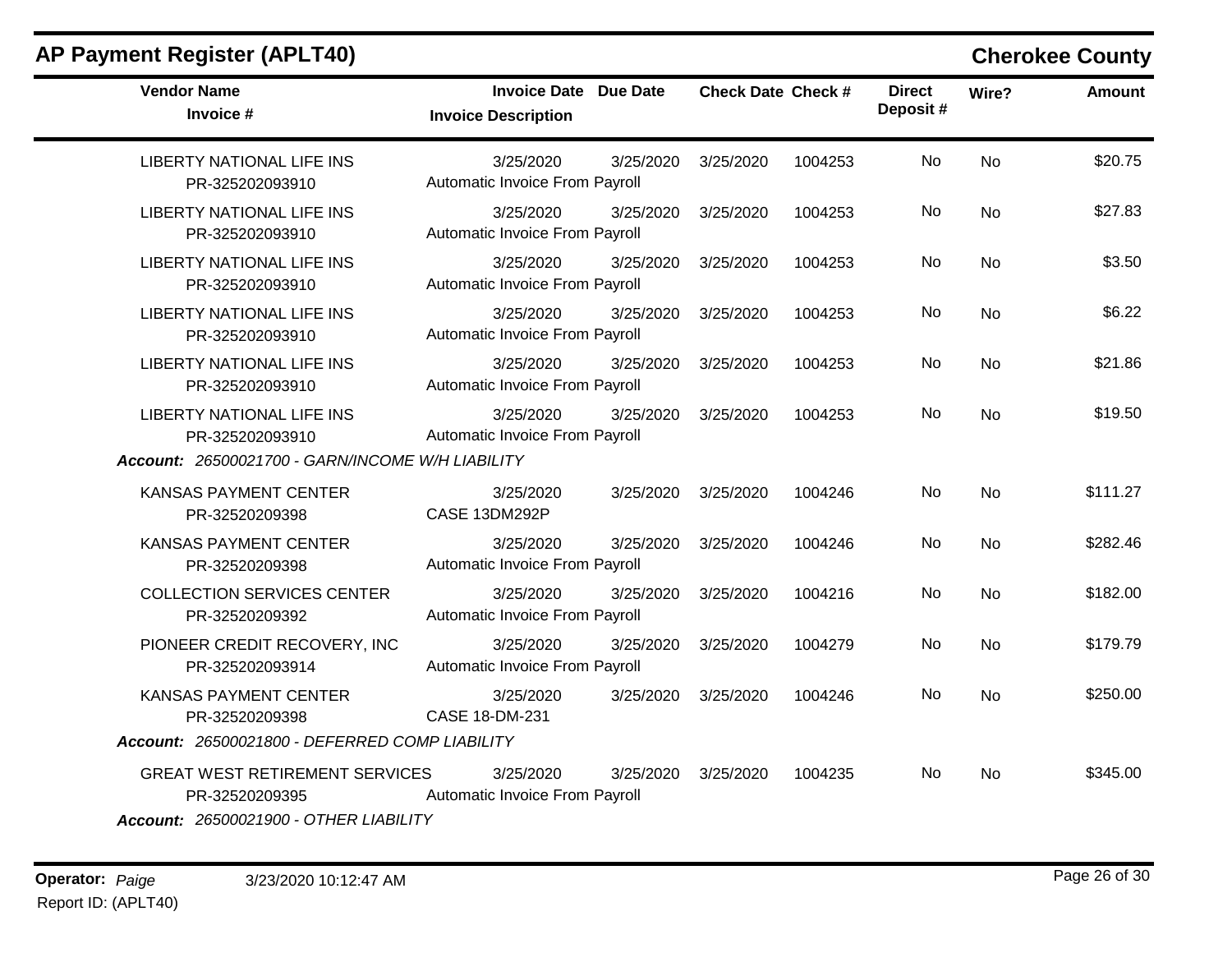## AP Payment Register (APLT40)

**Cherokee County**

| Vendor Name / Invoice # | Invoice Date / Invoice Description | Due Date | Check Date | Check # | Direct Deposit # | Wire? | Amount |
|---|---|---|---|---|---|---|---|
| LIBERTY NATIONAL LIFE INS<br>PR-325202093910 | 3/25/2020<br>Automatic Invoice From Payroll | 3/25/2020 | 3/25/2020 | 1004253 | No | No | $20.75 |
| LIBERTY NATIONAL LIFE INS<br>PR-325202093910 | 3/25/2020<br>Automatic Invoice From Payroll | 3/25/2020 | 3/25/2020 | 1004253 | No | No | $27.83 |
| LIBERTY NATIONAL LIFE INS<br>PR-325202093910 | 3/25/2020<br>Automatic Invoice From Payroll | 3/25/2020 | 3/25/2020 | 1004253 | No | No | $3.50 |
| LIBERTY NATIONAL LIFE INS<br>PR-325202093910 | 3/25/2020<br>Automatic Invoice From Payroll | 3/25/2020 | 3/25/2020 | 1004253 | No | No | $6.22 |
| LIBERTY NATIONAL LIFE INS<br>PR-325202093910 | 3/25/2020<br>Automatic Invoice From Payroll | 3/25/2020 | 3/25/2020 | 1004253 | No | No | $21.86 |
| LIBERTY NATIONAL LIFE INS<br>PR-325202093910 | 3/25/2020<br>Automatic Invoice From Payroll | 3/25/2020 | 3/25/2020 | 1004253 | No | No | $19.50 |
| ***Account:*** *26500021700 - GARN/INCOME W/H LIABILITY* | | | | | | | |
| KANSAS PAYMENT CENTER<br>PR-32520209398 | 3/25/2020<br>CASE 13DM292P | 3/25/2020 | 3/25/2020 | 1004246 | No | No | $111.27 |
| KANSAS PAYMENT CENTER<br>PR-32520209398 | 3/25/2020<br>Automatic Invoice From Payroll | 3/25/2020 | 3/25/2020 | 1004246 | No | No | $282.46 |
| COLLECTION SERVICES CENTER<br>PR-32520209392 | 3/25/2020<br>Automatic Invoice From Payroll | 3/25/2020 | 3/25/2020 | 1004216 | No | No | $182.00 |
| PIONEER CREDIT RECOVERY, INC<br>PR-325202093914 | 3/25/2020<br>Automatic Invoice From Payroll | 3/25/2020 | 3/25/2020 | 1004279 | No | No | $179.79 |
| KANSAS PAYMENT CENTER<br>PR-32520209398 | 3/25/2020<br>CASE 18-DM-231 | 3/25/2020 | 3/25/2020 | 1004246 | No | No | $250.00 |
| ***Account:*** *26500021800 - DEFERRED COMP LIABILITY* | | | | | | | |
| GREAT WEST RETIREMENT SERVICES<br>PR-32520209395 | 3/25/2020<br>Automatic Invoice From Payroll | 3/25/2020 | 3/25/2020 | 1004235 | No | No | $345.00 |
| ***Account:*** *26500021900 - OTHER LIABILITY* | | | | | | | |

**Operator:** *Paige* 3/23/2020 10:12:47 AM

Report ID: (APLT40)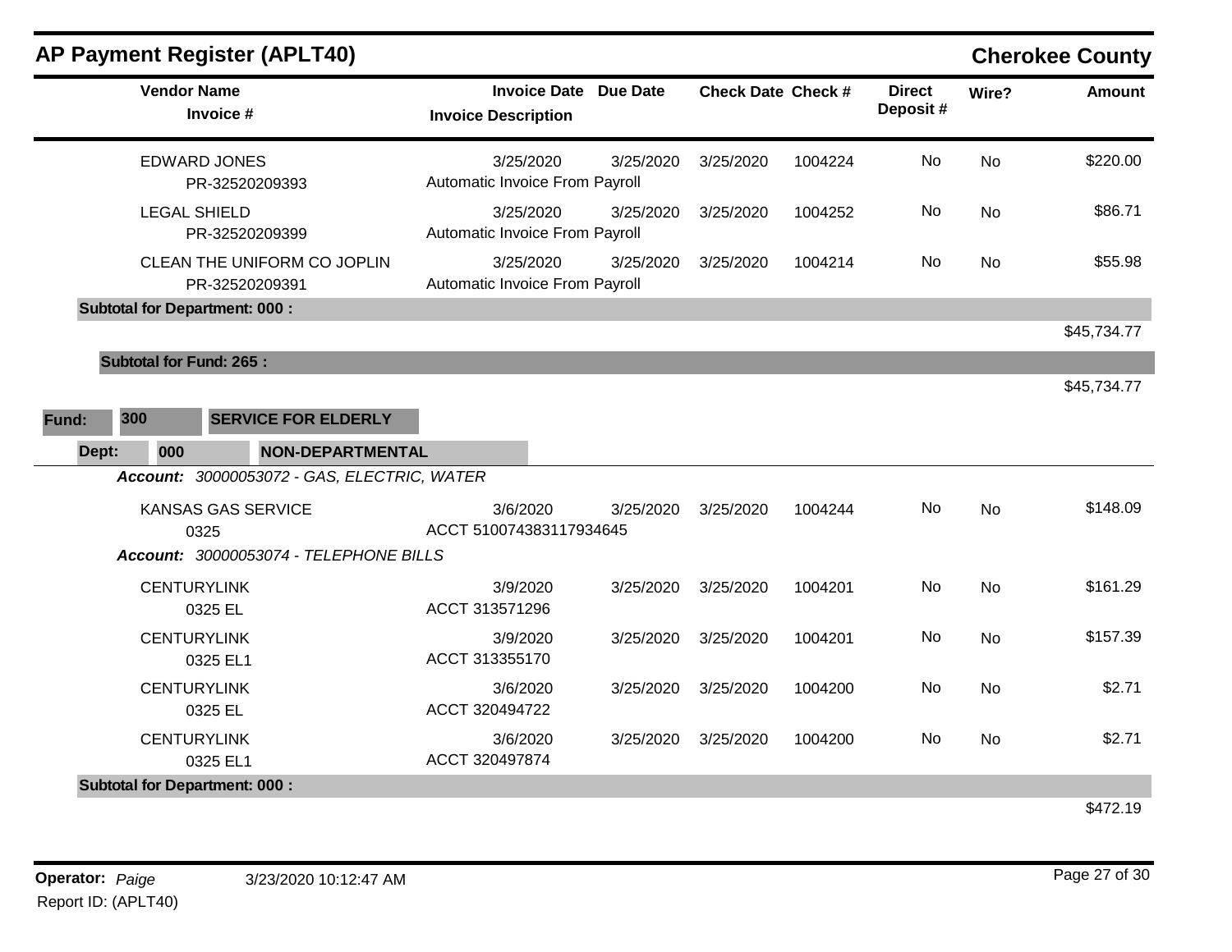## AP Payment Register (APLT40)

**Cherokee County**

| Vendor Name / Invoice # | Invoice Date / Invoice Description | Due Date | Check Date | Check # | Direct Deposit # | Wire? | Amount |
|---|---|---|---|---|---|---|---|
| EDWARD JONES<br>PR-32520209393 | 3/25/2020<br>Automatic Invoice From Payroll | 3/25/2020 | 3/25/2020 | 1004224 | No | No | $220.00 |
| LEGAL SHIELD<br>PR-32520209399 | 3/25/2020<br>Automatic Invoice From Payroll | 3/25/2020 | 3/25/2020 | 1004252 | No | No | $86.71 |
| CLEAN THE UNIFORM CO JOPLIN<br>PR-32520209391 | 3/25/2020<br>Automatic Invoice From Payroll | 3/25/2020 | 3/25/2020 | 1004214 | No | No | $55.98 |
| **Subtotal for Department: 000 :** | | | | | | | $45,734.77 |
| **Subtotal for Fund: 265 :** | | | | | | | $45,734.77 |

**Fund: 300 SERVICE FOR ELDERLY**

**Dept: 000 NON-DEPARTMENTAL**

***Account:*** *30000053072 - GAS, ELECTRIC, WATER*

| Vendor Name / Invoice # | Invoice Date / Invoice Description | Due Date | Check Date | Check # | Direct Deposit # | Wire? | Amount |
|---|---|---|---|---|---|---|---|
| KANSAS GAS SERVICE<br>0325 | 3/6/2020<br>ACCT 510074383117934645 | 3/25/2020 | 3/25/2020 | 1004244 | No | No | $148.09 |

***Account:*** *30000053074 - TELEPHONE BILLS*

| Vendor Name / Invoice # | Invoice Date / Invoice Description | Due Date | Check Date | Check # | Direct Deposit # | Wire? | Amount |
|---|---|---|---|---|---|---|---|
| CENTURYLINK<br>0325 EL | 3/9/2020<br>ACCT 313571296 | 3/25/2020 | 3/25/2020 | 1004201 | No | No | $161.29 |
| CENTURYLINK<br>0325 EL1 | 3/9/2020<br>ACCT 313355170 | 3/25/2020 | 3/25/2020 | 1004201 | No | No | $157.39 |
| CENTURYLINK<br>0325 EL | 3/6/2020<br>ACCT 320494722 | 3/25/2020 | 3/25/2020 | 1004200 | No | No | $2.71 |
| CENTURYLINK<br>0325 EL1 | 3/6/2020<br>ACCT 320497874 | 3/25/2020 | 3/25/2020 | 1004200 | No | No | $2.71 |
| **Subtotal for Department: 000 :** | | | | | | | $472.19 |

**Operator:** *Paige* 3/23/2020 10:12:47 AM
Report ID: (APLT40)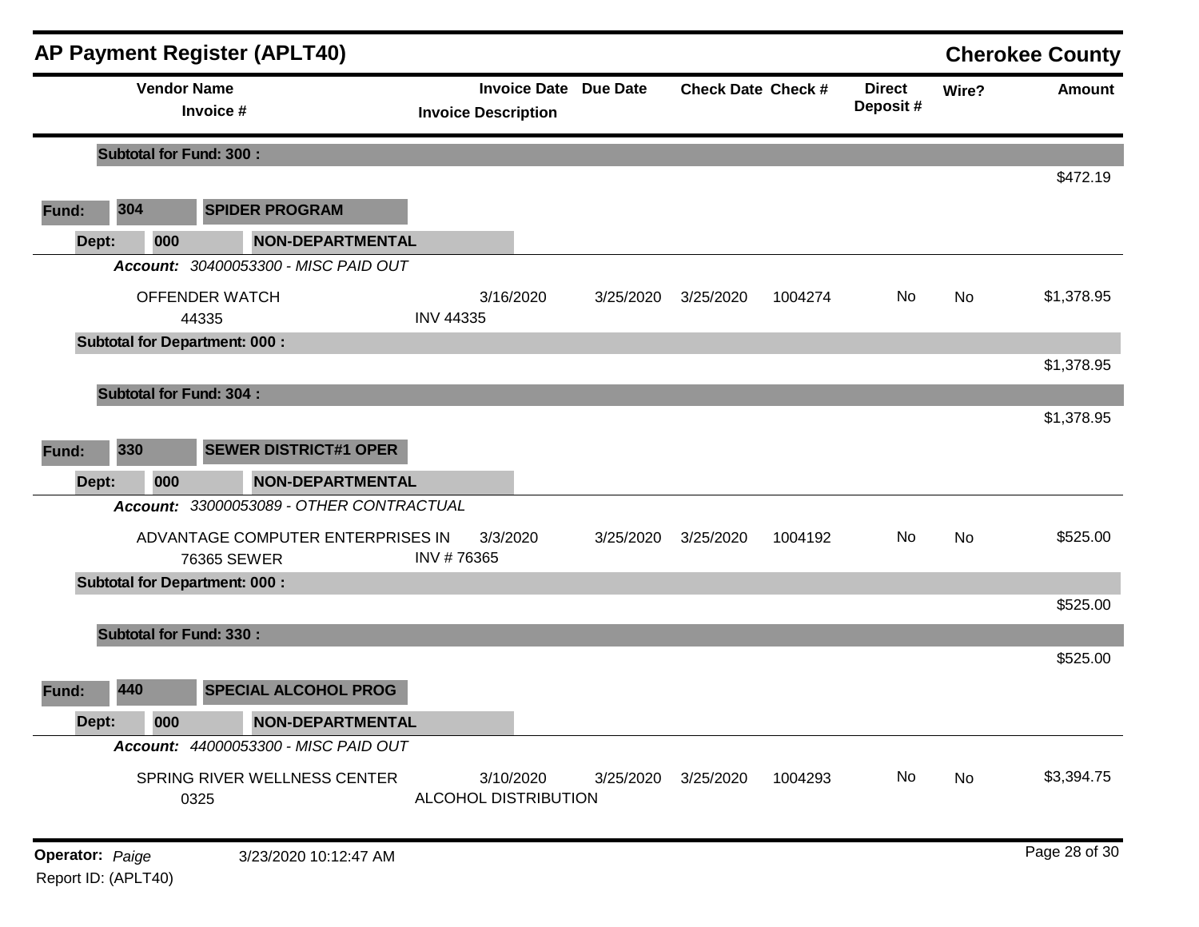## AP Payment Register (APLT40)

**Cherokee County**

| Vendor Name / Invoice # | Invoice Date / Invoice Description | Due Date | Check Date | Check # | Direct Deposit # | Wire? | Amount |
|---|---|---|---|---|---|---|---|
| **Subtotal for Fund: 300 :** | | | | | | | $472.19 |
| **Fund: 304 SPIDER PROGRAM** | | | | | | | |
| **Dept: 000 NON-DEPARTMENTAL** | | | | | | | |
| ***Account:*** *30400053300 - MISC PAID OUT* | | | | | | | |
| OFFENDER WATCH<br>44335 | 3/16/2020<br>INV 44335 | 3/25/2020 | 3/25/2020 | 1004274 | No | No | $1,378.95 |
| **Subtotal for Department: 000 :** | | | | | | | $1,378.95 |
| **Subtotal for Fund: 304 :** | | | | | | | $1,378.95 |
| **Fund: 330 SEWER DISTRICT#1 OPER** | | | | | | | |
| **Dept: 000 NON-DEPARTMENTAL** | | | | | | | |
| ***Account:*** *33000053089 - OTHER CONTRACTUAL* | | | | | | | |
| ADVANTAGE COMPUTER ENTERPRISES IN<br>76365 SEWER | 3/3/2020<br>INV # 76365 | 3/25/2020 | 3/25/2020 | 1004192 | No | No | $525.00 |
| **Subtotal for Department: 000 :** | | | | | | | $525.00 |
| **Subtotal for Fund: 330 :** | | | | | | | $525.00 |
| **Fund: 440 SPECIAL ALCOHOL PROG** | | | | | | | |
| **Dept: 000 NON-DEPARTMENTAL** | | | | | | | |
| ***Account:*** *44000053300 - MISC PAID OUT* | | | | | | | |
| SPRING RIVER WELLNESS CENTER<br>0325 | 3/10/2020<br>ALCOHOL DISTRIBUTION | 3/25/2020 | 3/25/2020 | 1004293 | No | No | $3,394.75 |

**Operator:** *Paige* 3/23/2020 10:12:47 AM

Report ID: (APLT40)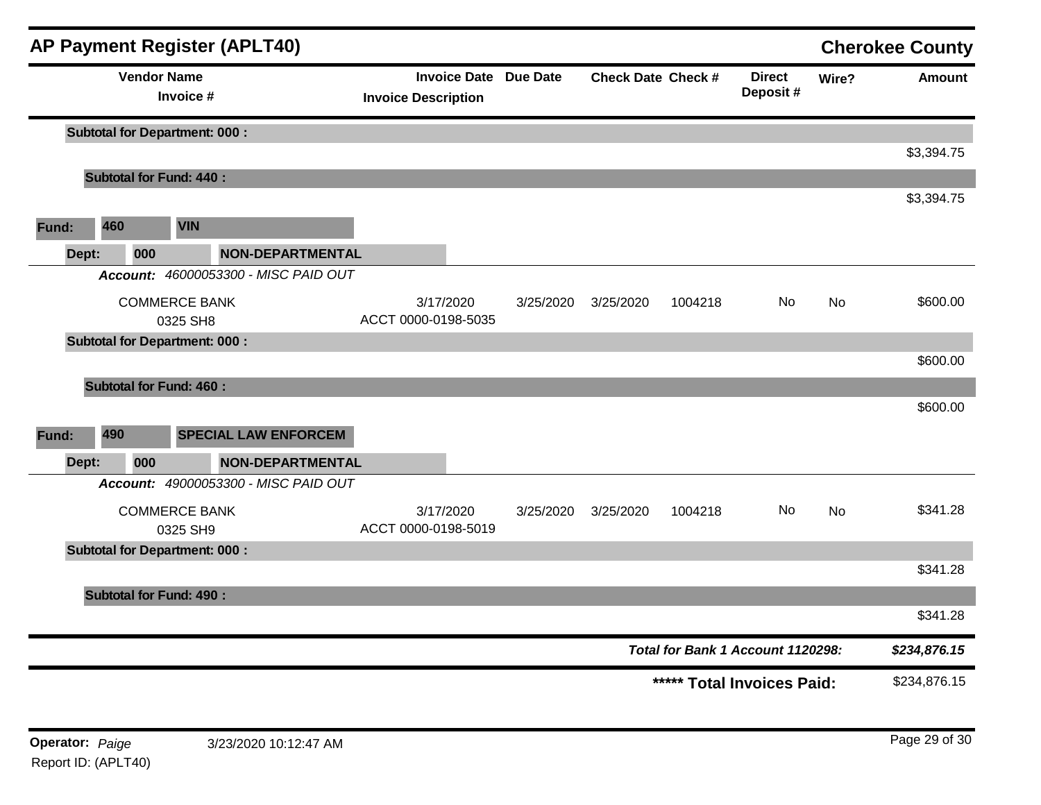# AP Payment Register (APLT40)

**Cherokee County**

| Vendor Name / Invoice # | Invoice Date / Invoice Description | Due Date | Check Date | Check # | Direct Deposit # | Wire? | Amount |
|---|---|---|---|---|---|---|---|
| **Subtotal for Department: 000 :** | | | | | | | $3,394.75 |
| **Subtotal for Fund: 440 :** | | | | | | | $3,394.75 |
| **Fund: 460 VIN** | | | | | | | |
| **Dept: 000 NON-DEPARTMENTAL** | | | | | | | |
| ***Account: 46000053300 - MISC PAID OUT*** | | | | | | | |
| COMMERCE BANK<br>0325 SH8 | 3/17/2020<br>ACCT 0000-0198-5035 | 3/25/2020 | 3/25/2020 | 1004218 | No | No | $600.00 |
| **Subtotal for Department: 000 :** | | | | | | | $600.00 |
| **Subtotal for Fund: 460 :** | | | | | | | $600.00 |
| **Fund: 490 SPECIAL LAW ENFORCEM** | | | | | | | |
| **Dept: 000 NON-DEPARTMENTAL** | | | | | | | |
| ***Account: 49000053300 - MISC PAID OUT*** | | | | | | | |
| COMMERCE BANK<br>0325 SH9 | 3/17/2020<br>ACCT 0000-0198-5019 | 3/25/2020 | 3/25/2020 | 1004218 | No | No | $341.28 |
| **Subtotal for Department: 000 :** | | | | | | | $341.28 |
| **Subtotal for Fund: 490 :** | | | | | | | $341.28 |

***Total for Bank 1 Account 1120298:*** ***$234,876.15***

**\*\*\*\*\* Total Invoices Paid:** $234,876.15

**Operator:** *Paige* 3/23/2020 10:12:47 AM

Report ID: (APLT40)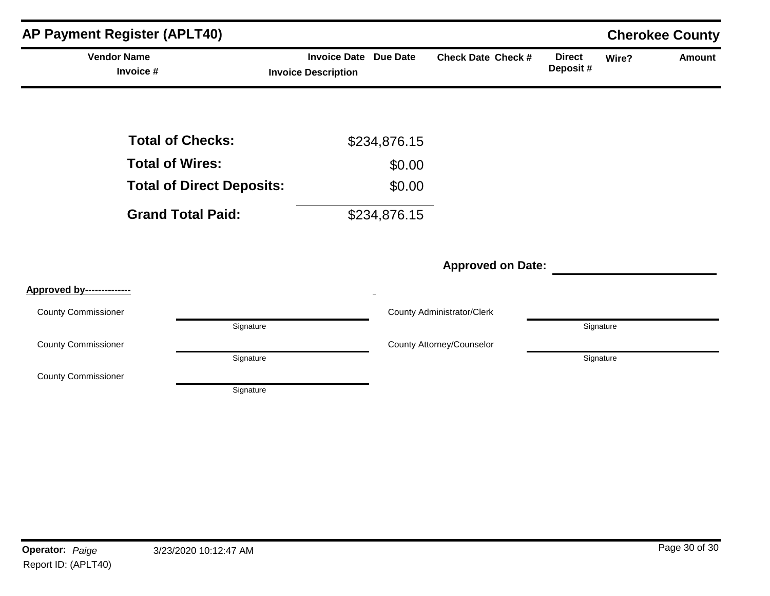## AP Payment Register (APLT40)

**Cherokee County**

| Vendor Name / Invoice # | Invoice Date / Invoice Description | Due Date | Check Date | Check # | Direct Deposit # | Wire? | Amount |
|---|---|---|---|---|---|---|---|

| | |
|---|---|
| **Total of Checks:** | $234,876.15 |
| **Total of Wires:** | $0.00 |
| **Total of Direct Deposits:** | $0.00 |
| **Grand Total Paid:** | $234,876.15 |

**Approved on Date:** ____________________

**Approved by--------------**

County Commissioner ____________________ Signature

County Administrator/Clerk ____________________ Signature

County Commissioner ____________________ Signature

County Attorney/Counselor ____________________ Signature

County Commissioner ____________________ Signature

**Operator:** *Paige* 3/23/2020 10:12:47 AM

Report ID: (APLT40)